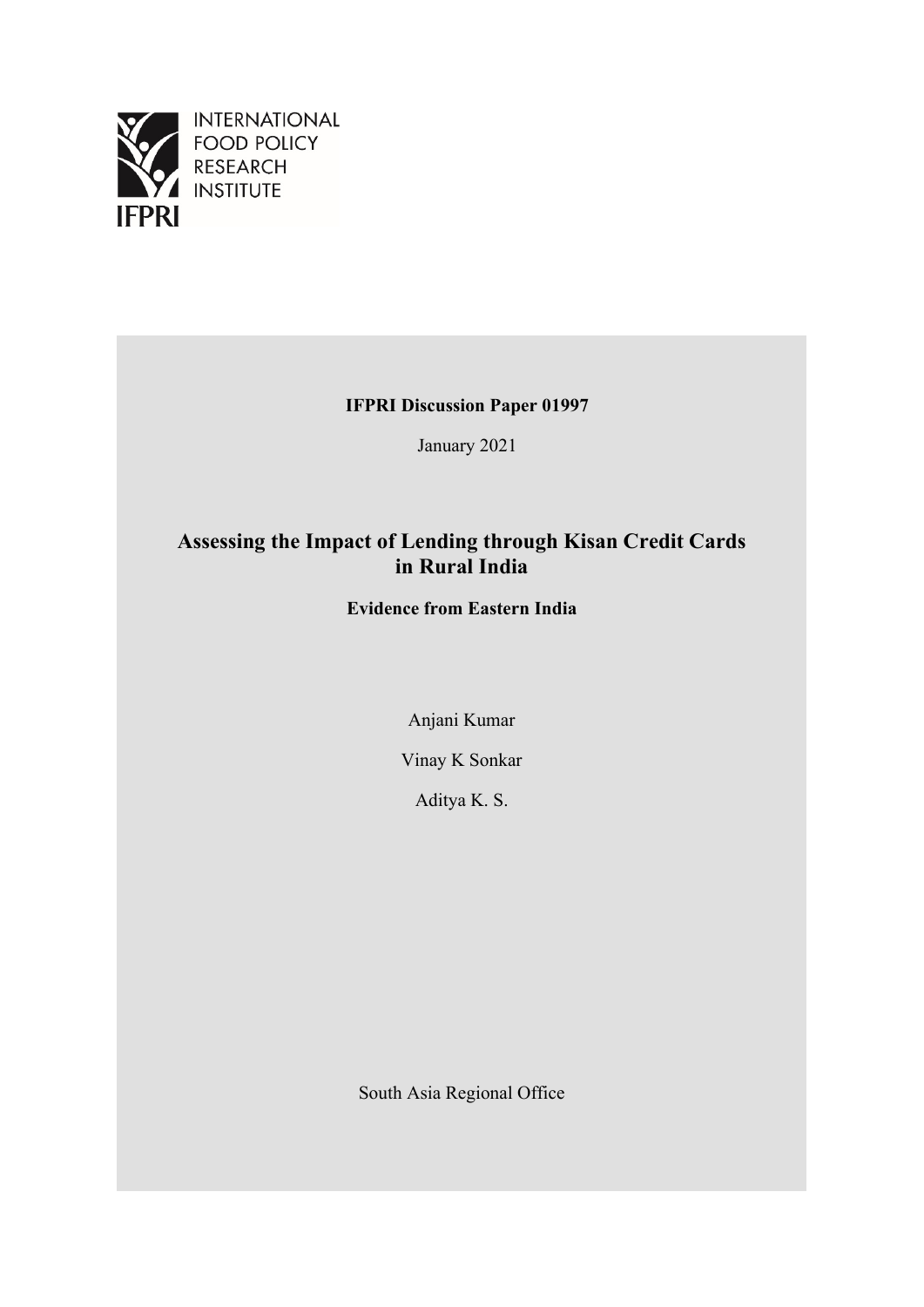INTERNATIONAL FOOD POLICY RESEARCH INSTITUTE

IFPRI

**IFPRI Discussion Paper 01997**

January 2021

# Assessing the Impact of Lending through Kisan Credit Cards in Rural India

**Evidence from Eastern India**

Anjani Kumar

Vinay K Sonkar

Aditya K. S.

South Asia Regional Office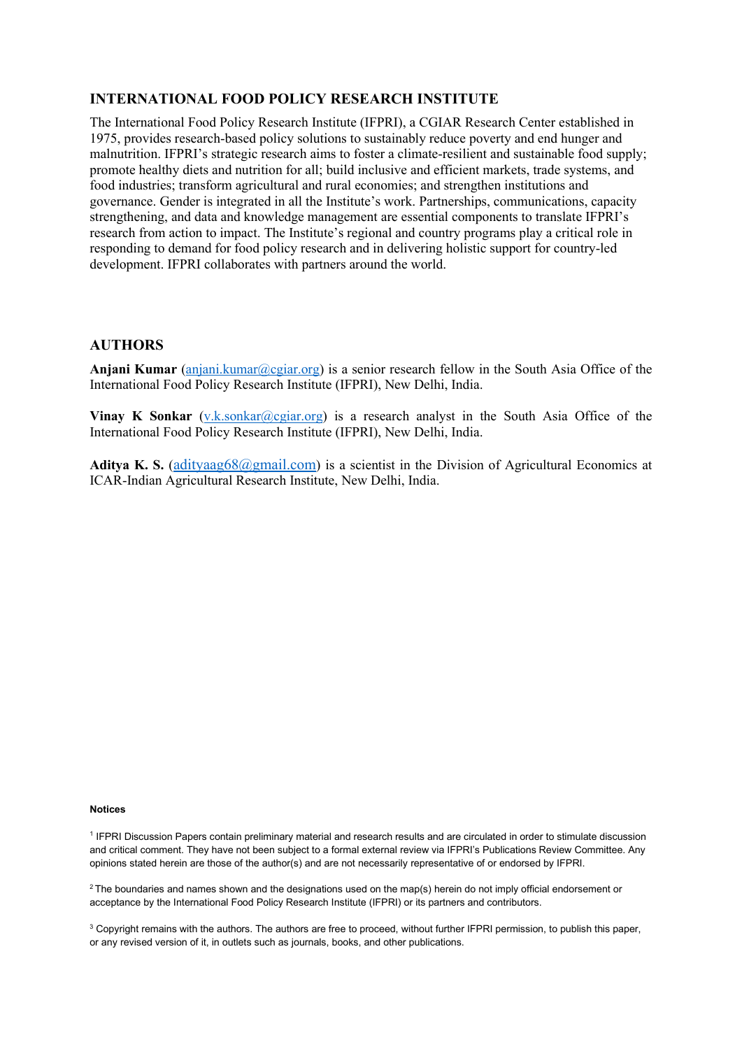## INTERNATIONAL FOOD POLICY RESEARCH INSTITUTE

The International Food Policy Research Institute (IFPRI), a CGIAR Research Center established in 1975, provides research-based policy solutions to sustainably reduce poverty and end hunger and malnutrition. IFPRI's strategic research aims to foster a climate-resilient and sustainable food supply; promote healthy diets and nutrition for all; build inclusive and efficient markets, trade systems, and food industries; transform agricultural and rural economies; and strengthen institutions and governance. Gender is integrated in all the Institute's work. Partnerships, communications, capacity strengthening, and data and knowledge management are essential components to translate IFPRI's research from action to impact. The Institute's regional and country programs play a critical role in responding to demand for food policy research and in delivering holistic support for country-led development. IFPRI collaborates with partners around the world.

## AUTHORS

**Anjani Kumar** (anjani.kumar@cgiar.org) is a senior research fellow in the South Asia Office of the International Food Policy Research Institute (IFPRI), New Delhi, India.

**Vinay K Sonkar** (v.k.sonkar@cgiar.org) is a research analyst in the South Asia Office of the International Food Policy Research Institute (IFPRI), New Delhi, India.

**Aditya K. S.** (adityaag68@gmail.com) is a scientist in the Division of Agricultural Economics at ICAR-Indian Agricultural Research Institute, New Delhi, India.

#### Notices

[1] IFPRI Discussion Papers contain preliminary material and research results and are circulated in order to stimulate discussion and critical comment. They have not been subject to a formal external review via IFPRI's Publications Review Committee. Any opinions stated herein are those of the author(s) and are not necessarily representative of or endorsed by IFPRI.

[2] The boundaries and names shown and the designations used on the map(s) herein do not imply official endorsement or acceptance by the International Food Policy Research Institute (IFPRI) or its partners and contributors.

[3] Copyright remains with the authors. The authors are free to proceed, without further IFPRI permission, to publish this paper, or any revised version of it, in outlets such as journals, books, and other publications.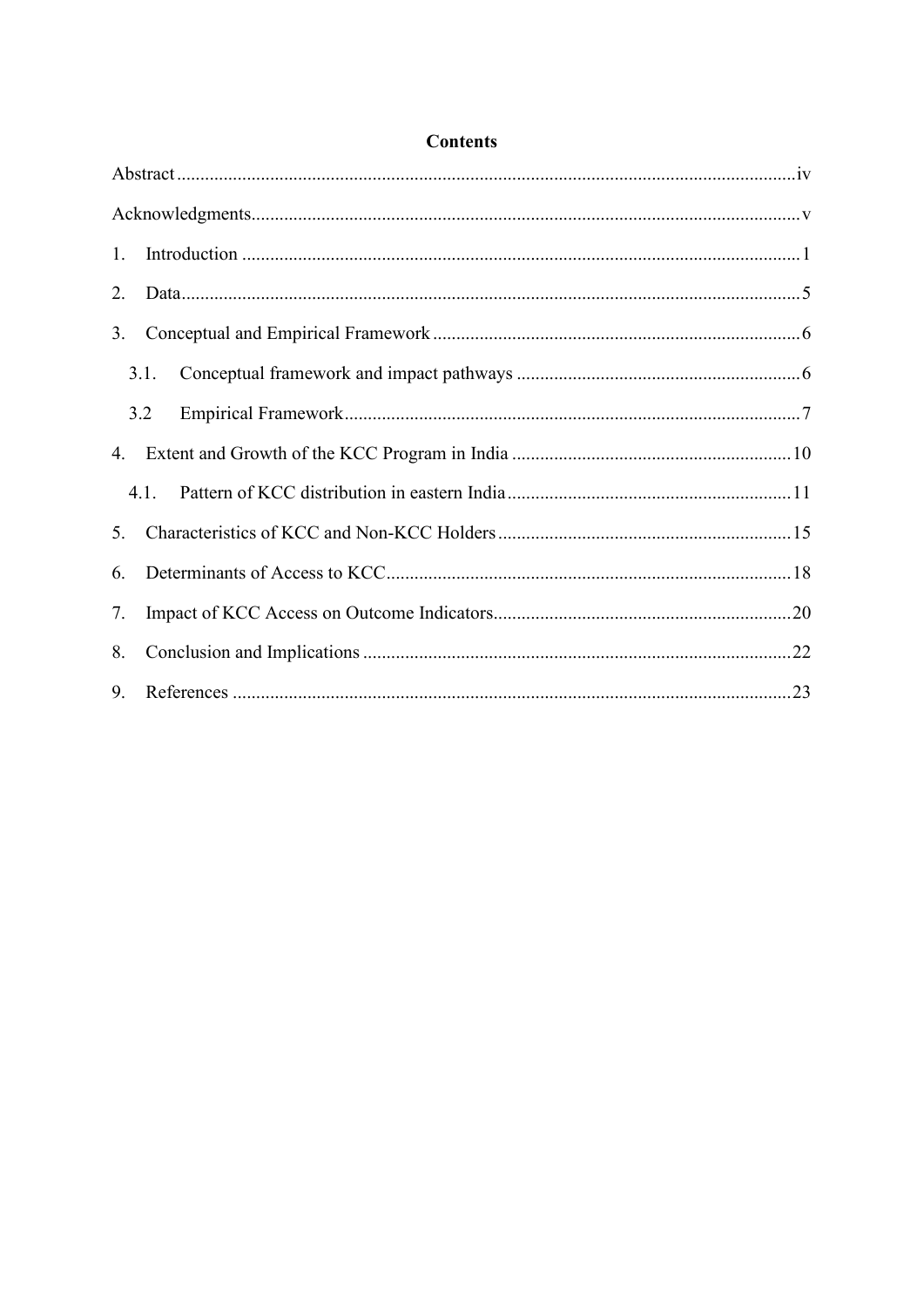# Contents

Abstract .......... iv

Acknowledgments .......... v

1. Introduction .......... 1
2. Data .......... 5
3. Conceptual and Empirical Framework .......... 6
   - 3.1. Conceptual framework and impact pathways .......... 6
   - 3.2 Empirical Framework .......... 7
4. Extent and Growth of the KCC Program in India .......... 10
   - 4.1. Pattern of KCC distribution in eastern India .......... 11
5. Characteristics of KCC and Non-KCC Holders .......... 15
6. Determinants of Access to KCC .......... 18
7. Impact of KCC Access on Outcome Indicators .......... 20
8. Conclusion and Implications .......... 22
9. References .......... 23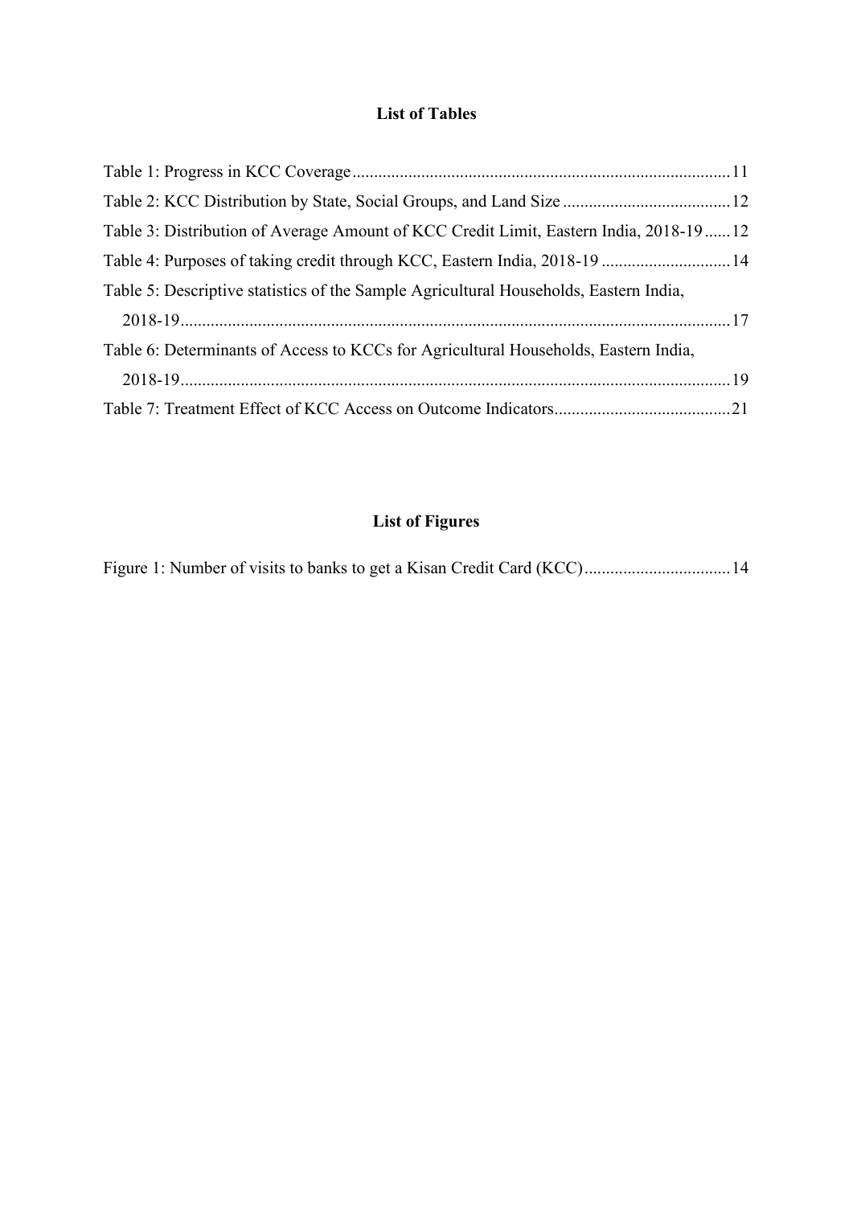## List of Tables

Table 1: Progress in KCC Coverage....................................................................................11

Table 2: KCC Distribution by State, Social Groups, and Land Size .......................................12

Table 3: Distribution of Average Amount of KCC Credit Limit, Eastern India, 2018-19......12

Table 4: Purposes of taking credit through KCC, Eastern India, 2018-19 ..............................14

Table 5: Descriptive statistics of the Sample Agricultural Households, Eastern India, 2018-19..............................................................................................................................17

Table 6: Determinants of Access to KCCs for Agricultural Households, Eastern India, 2018-19..............................................................................................................................19

Table 7: Treatment Effect of KCC Access on Outcome Indicators.........................................21

## List of Figures

Figure 1: Number of visits to banks to get a Kisan Credit Card (KCC).................................14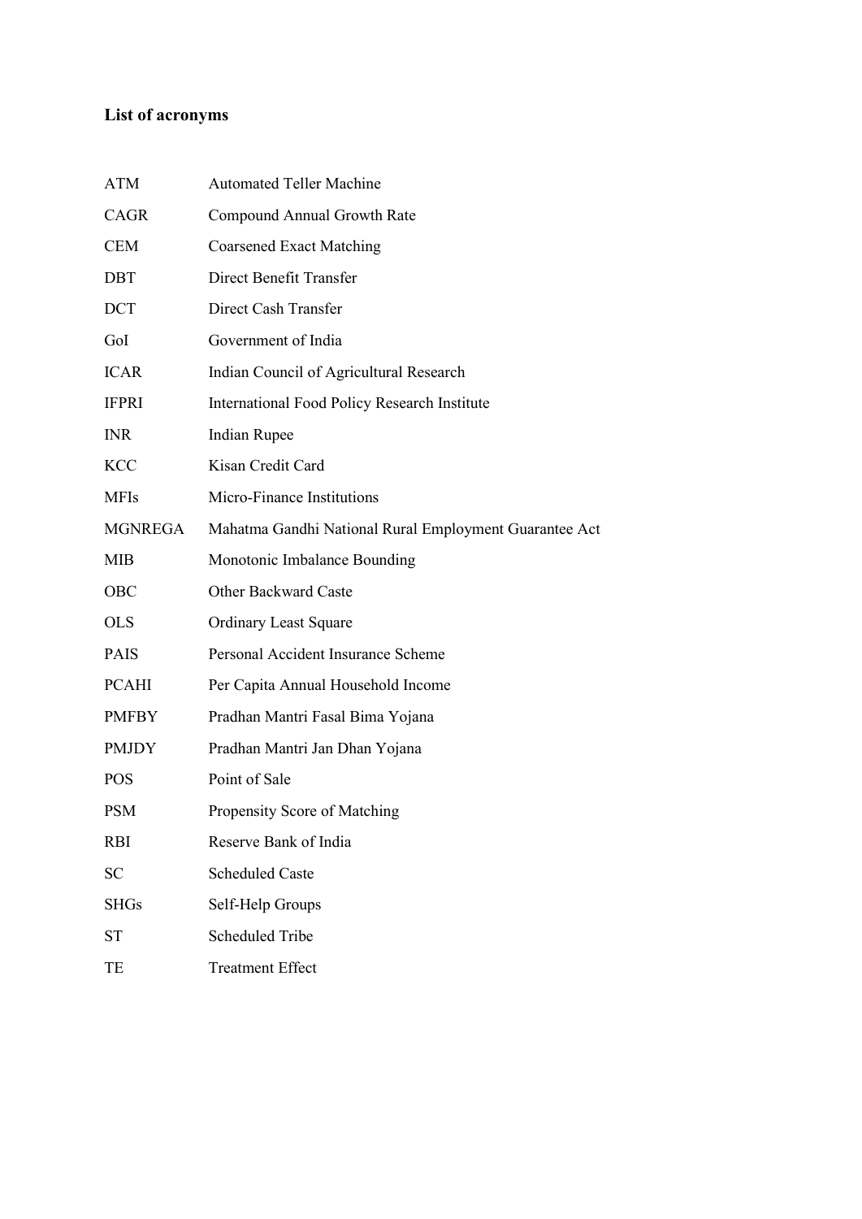## List of acronyms

| | |
|---|---|
| ATM | Automated Teller Machine |
| CAGR | Compound Annual Growth Rate |
| CEM | Coarsened Exact Matching |
| DBT | Direct Benefit Transfer |
| DCT | Direct Cash Transfer |
| GoI | Government of India |
| ICAR | Indian Council of Agricultural Research |
| IFPRI | International Food Policy Research Institute |
| INR | Indian Rupee |
| KCC | Kisan Credit Card |
| MFIs | Micro-Finance Institutions |
| MGNREGA | Mahatma Gandhi National Rural Employment Guarantee Act |
| MIB | Monotonic Imbalance Bounding |
| OBC | Other Backward Caste |
| OLS | Ordinary Least Square |
| PAIS | Personal Accident Insurance Scheme |
| PCAHI | Per Capita Annual Household Income |
| PMFBY | Pradhan Mantri Fasal Bima Yojana |
| PMJDY | Pradhan Mantri Jan Dhan Yojana |
| POS | Point of Sale |
| PSM | Propensity Score of Matching |
| RBI | Reserve Bank of India |
| SC | Scheduled Caste |
| SHGs | Self-Help Groups |
| ST | Scheduled Tribe |
| TE | Treatment Effect |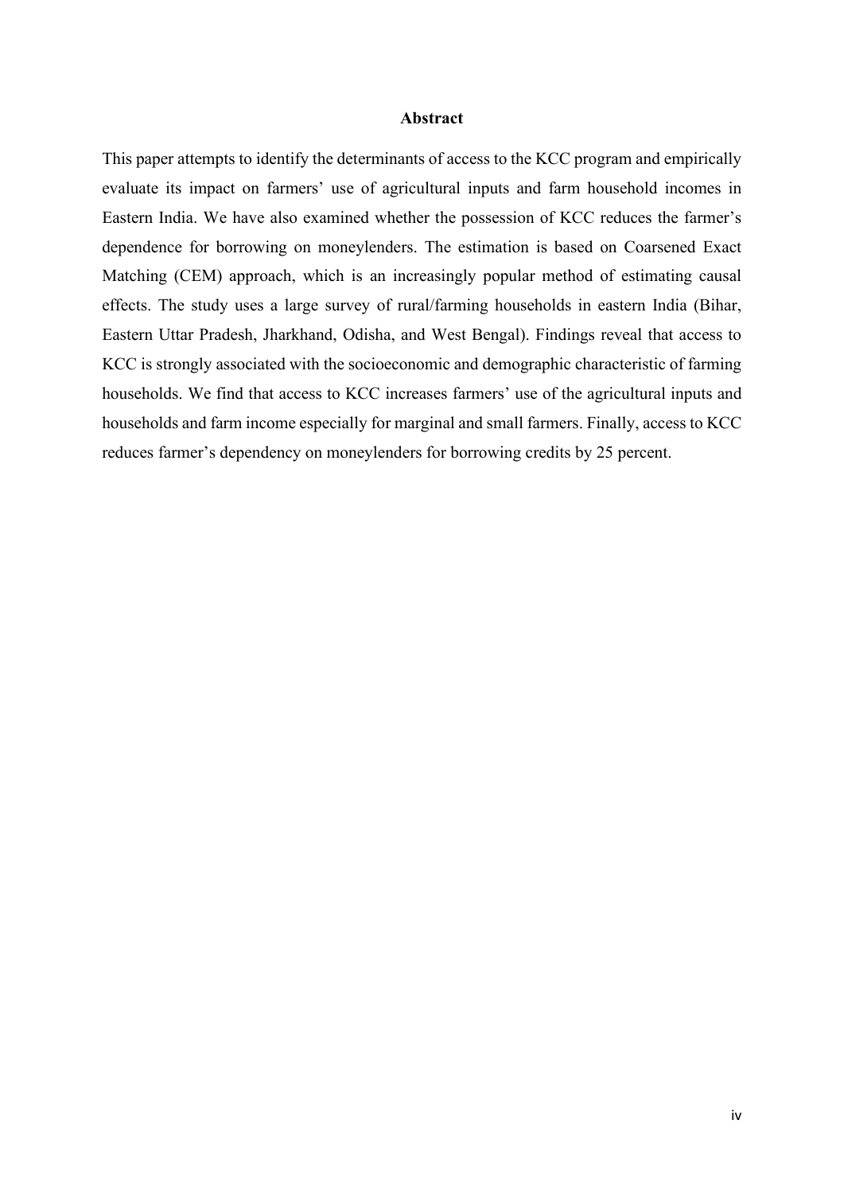## Abstract

This paper attempts to identify the determinants of access to the KCC program and empirically evaluate its impact on farmers' use of agricultural inputs and farm household incomes in Eastern India. We have also examined whether the possession of KCC reduces the farmer's dependence for borrowing on moneylenders. The estimation is based on Coarsened Exact Matching (CEM) approach, which is an increasingly popular method of estimating causal effects. The study uses a large survey of rural/farming households in eastern India (Bihar, Eastern Uttar Pradesh, Jharkhand, Odisha, and West Bengal). Findings reveal that access to KCC is strongly associated with the socioeconomic and demographic characteristic of farming households. We find that access to KCC increases farmers' use of the agricultural inputs and households and farm income especially for marginal and small farmers. Finally, access to KCC reduces farmer's dependency on moneylenders for borrowing credits by 25 percent.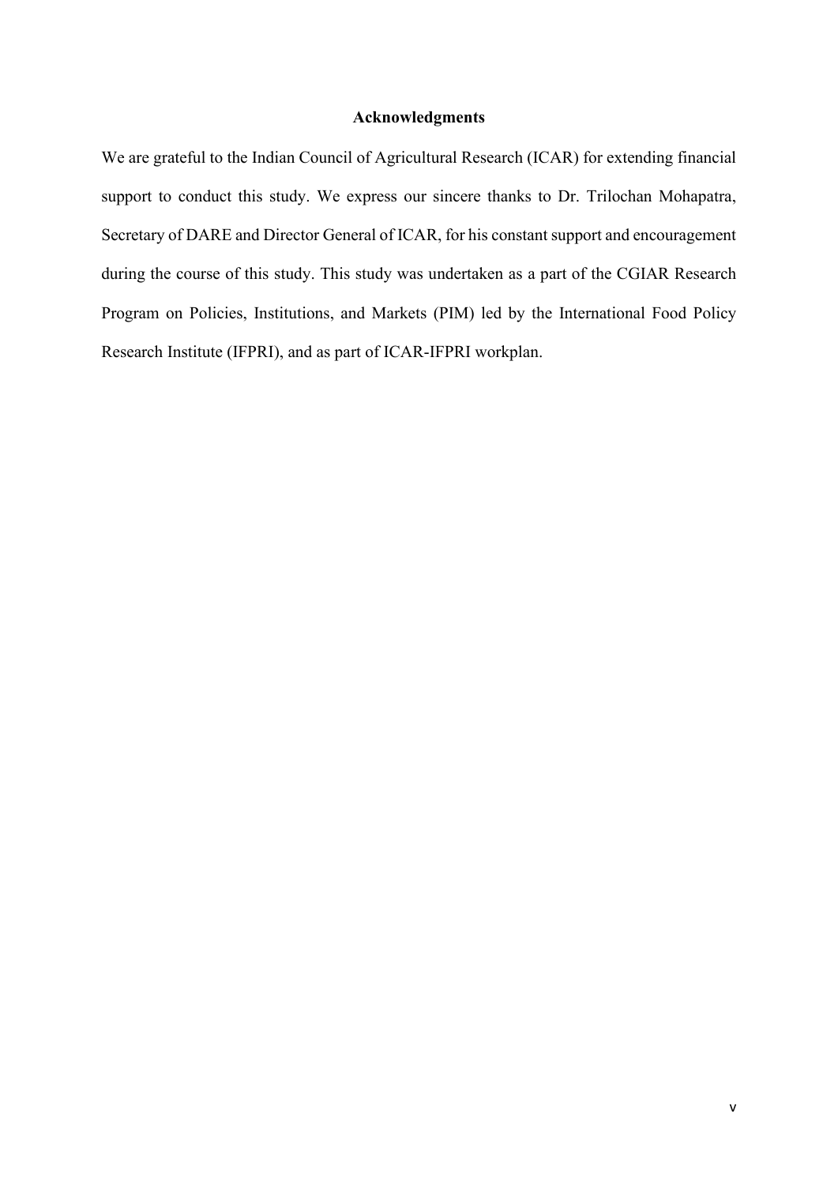## Acknowledgments

We are grateful to the Indian Council of Agricultural Research (ICAR) for extending financial support to conduct this study. We express our sincere thanks to Dr. Trilochan Mohapatra, Secretary of DARE and Director General of ICAR, for his constant support and encouragement during the course of this study. This study was undertaken as a part of the CGIAR Research Program on Policies, Institutions, and Markets (PIM) led by the International Food Policy Research Institute (IFPRI), and as part of ICAR-IFPRI workplan.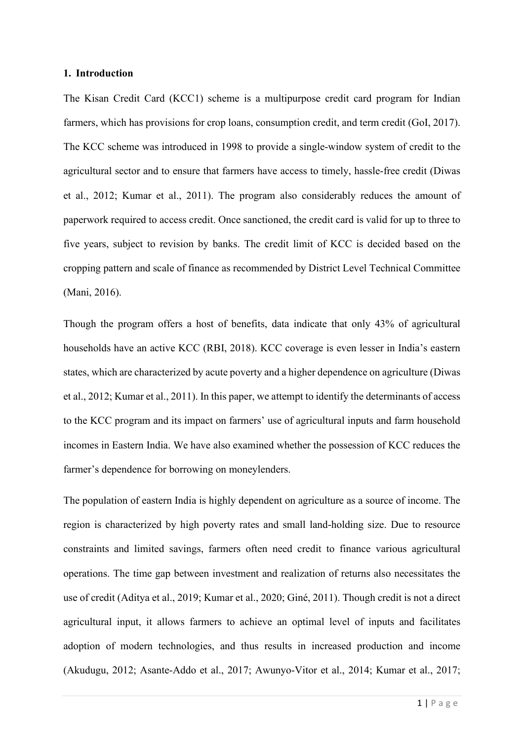## 1. Introduction

The Kisan Credit Card (KCC1) scheme is a multipurpose credit card program for Indian farmers, which has provisions for crop loans, consumption credit, and term credit (GoI, 2017). The KCC scheme was introduced in 1998 to provide a single-window system of credit to the agricultural sector and to ensure that farmers have access to timely, hassle-free credit (Diwas et al., 2012; Kumar et al., 2011). The program also considerably reduces the amount of paperwork required to access credit. Once sanctioned, the credit card is valid for up to three to five years, subject to revision by banks. The credit limit of KCC is decided based on the cropping pattern and scale of finance as recommended by District Level Technical Committee (Mani, 2016).

Though the program offers a host of benefits, data indicate that only 43% of agricultural households have an active KCC (RBI, 2018). KCC coverage is even lesser in India's eastern states, which are characterized by acute poverty and a higher dependence on agriculture (Diwas et al., 2012; Kumar et al., 2011). In this paper, we attempt to identify the determinants of access to the KCC program and its impact on farmers' use of agricultural inputs and farm household incomes in Eastern India. We have also examined whether the possession of KCC reduces the farmer's dependence for borrowing on moneylenders.

The population of eastern India is highly dependent on agriculture as a source of income. The region is characterized by high poverty rates and small land-holding size. Due to resource constraints and limited savings, farmers often need credit to finance various agricultural operations. The time gap between investment and realization of returns also necessitates the use of credit (Aditya et al., 2019; Kumar et al., 2020; Giné, 2011). Though credit is not a direct agricultural input, it allows farmers to achieve an optimal level of inputs and facilitates adoption of modern technologies, and thus results in increased production and income (Akudugu, 2012; Asante-Addo et al., 2017; Awunyo-Vitor et al., 2014; Kumar et al., 2017;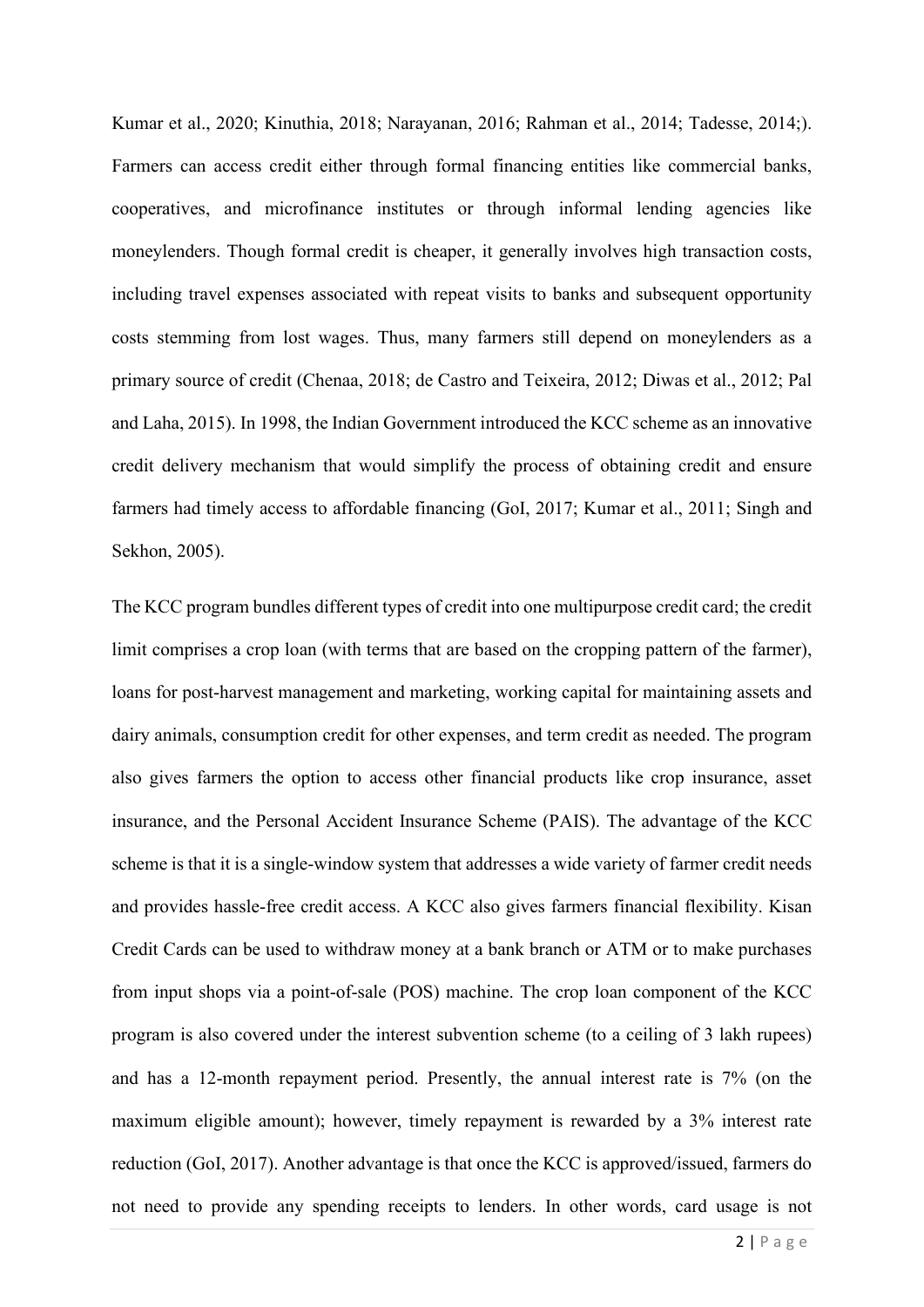Kumar et al., 2020; Kinuthia, 2018; Narayanan, 2016; Rahman et al., 2014; Tadesse, 2014;). Farmers can access credit either through formal financing entities like commercial banks, cooperatives, and microfinance institutes or through informal lending agencies like moneylenders. Though formal credit is cheaper, it generally involves high transaction costs, including travel expenses associated with repeat visits to banks and subsequent opportunity costs stemming from lost wages. Thus, many farmers still depend on moneylenders as a primary source of credit (Chenaa, 2018; de Castro and Teixeira, 2012; Diwas et al., 2012; Pal and Laha, 2015). In 1998, the Indian Government introduced the KCC scheme as an innovative credit delivery mechanism that would simplify the process of obtaining credit and ensure farmers had timely access to affordable financing (GoI, 2017; Kumar et al., 2011; Singh and Sekhon, 2005).

The KCC program bundles different types of credit into one multipurpose credit card; the credit limit comprises a crop loan (with terms that are based on the cropping pattern of the farmer), loans for post-harvest management and marketing, working capital for maintaining assets and dairy animals, consumption credit for other expenses, and term credit as needed. The program also gives farmers the option to access other financial products like crop insurance, asset insurance, and the Personal Accident Insurance Scheme (PAIS). The advantage of the KCC scheme is that it is a single-window system that addresses a wide variety of farmer credit needs and provides hassle-free credit access. A KCC also gives farmers financial flexibility. Kisan Credit Cards can be used to withdraw money at a bank branch or ATM or to make purchases from input shops via a point-of-sale (POS) machine. The crop loan component of the KCC program is also covered under the interest subvention scheme (to a ceiling of 3 lakh rupees) and has a 12-month repayment period. Presently, the annual interest rate is 7% (on the maximum eligible amount); however, timely repayment is rewarded by a 3% interest rate reduction (GoI, 2017). Another advantage is that once the KCC is approved/issued, farmers do not need to provide any spending receipts to lenders. In other words, card usage is not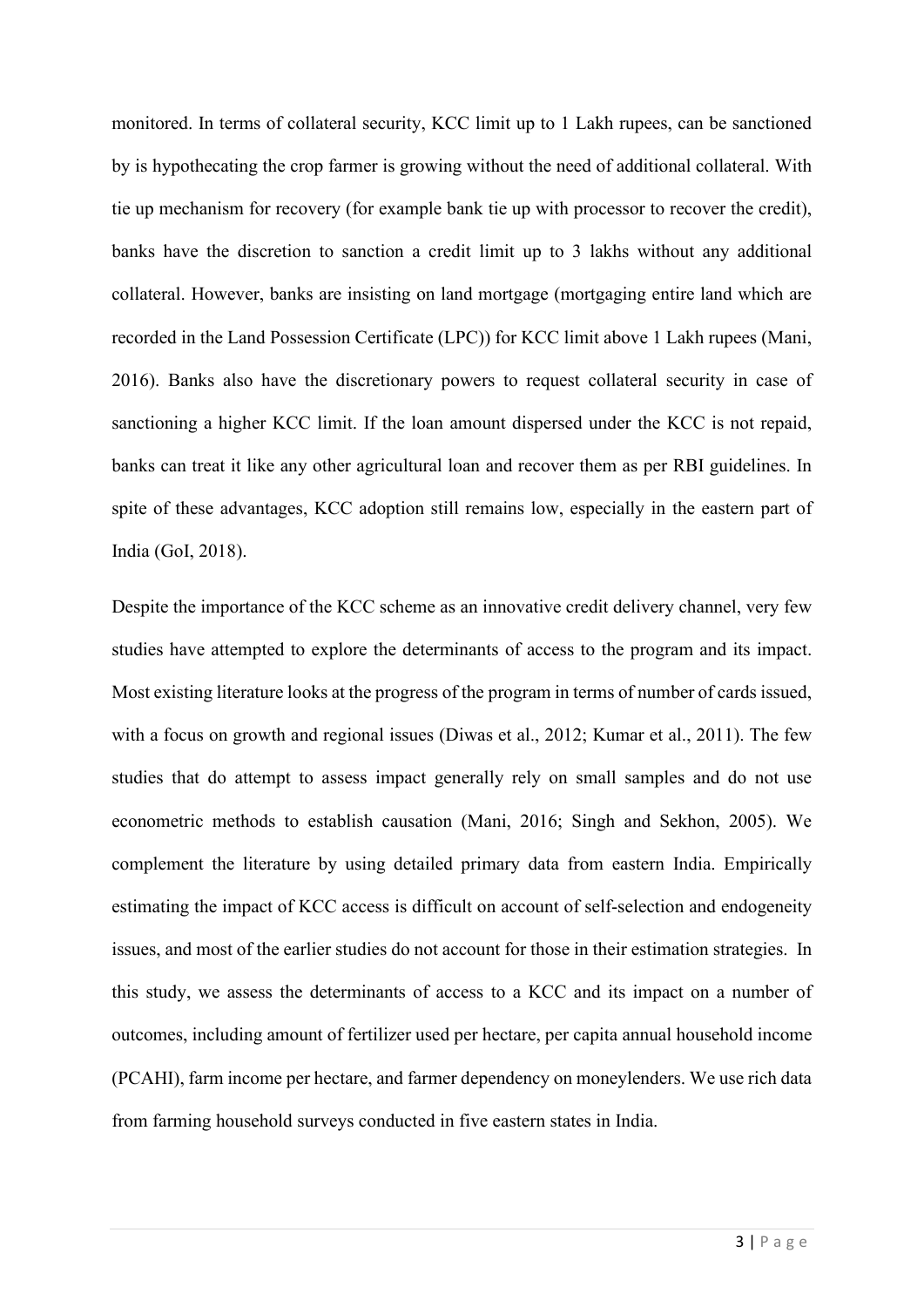monitored. In terms of collateral security, KCC limit up to 1 Lakh rupees, can be sanctioned by is hypothecating the crop farmer is growing without the need of additional collateral. With tie up mechanism for recovery (for example bank tie up with processor to recover the credit), banks have the discretion to sanction a credit limit up to 3 lakhs without any additional collateral. However, banks are insisting on land mortgage (mortgaging entire land which are recorded in the Land Possession Certificate (LPC)) for KCC limit above 1 Lakh rupees (Mani, 2016). Banks also have the discretionary powers to request collateral security in case of sanctioning a higher KCC limit. If the loan amount dispersed under the KCC is not repaid, banks can treat it like any other agricultural loan and recover them as per RBI guidelines. In spite of these advantages, KCC adoption still remains low, especially in the eastern part of India (GoI, 2018).

Despite the importance of the KCC scheme as an innovative credit delivery channel, very few studies have attempted to explore the determinants of access to the program and its impact. Most existing literature looks at the progress of the program in terms of number of cards issued, with a focus on growth and regional issues (Diwas et al., 2012; Kumar et al., 2011). The few studies that do attempt to assess impact generally rely on small samples and do not use econometric methods to establish causation (Mani, 2016; Singh and Sekhon, 2005). We complement the literature by using detailed primary data from eastern India. Empirically estimating the impact of KCC access is difficult on account of self-selection and endogeneity issues, and most of the earlier studies do not account for those in their estimation strategies. In this study, we assess the determinants of access to a KCC and its impact on a number of outcomes, including amount of fertilizer used per hectare, per capita annual household income (PCAHI), farm income per hectare, and farmer dependency on moneylenders. We use rich data from farming household surveys conducted in five eastern states in India.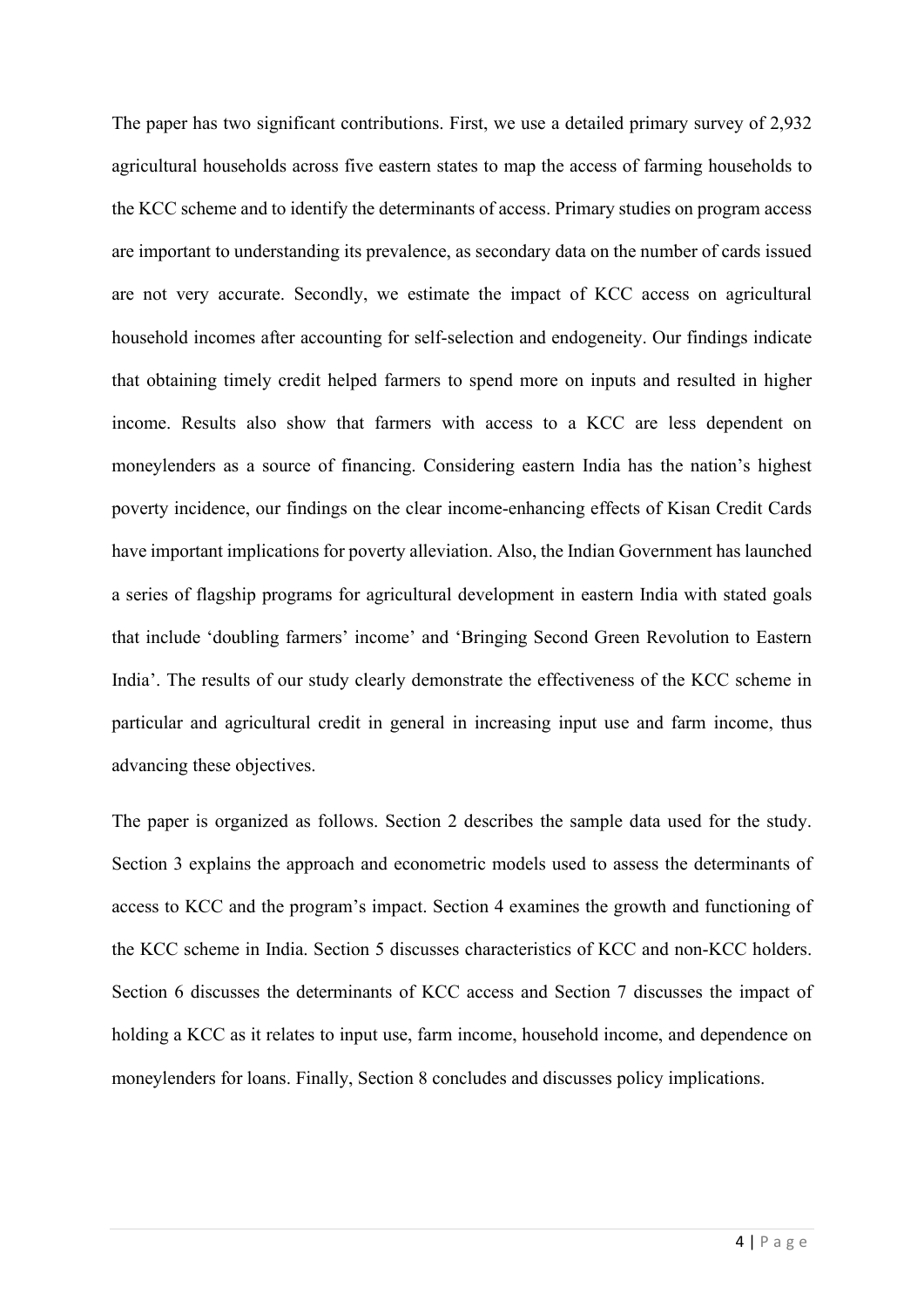The paper has two significant contributions. First, we use a detailed primary survey of 2,932 agricultural households across five eastern states to map the access of farming households to the KCC scheme and to identify the determinants of access. Primary studies on program access are important to understanding its prevalence, as secondary data on the number of cards issued are not very accurate. Secondly, we estimate the impact of KCC access on agricultural household incomes after accounting for self-selection and endogeneity. Our findings indicate that obtaining timely credit helped farmers to spend more on inputs and resulted in higher income. Results also show that farmers with access to a KCC are less dependent on moneylenders as a source of financing. Considering eastern India has the nation's highest poverty incidence, our findings on the clear income-enhancing effects of Kisan Credit Cards have important implications for poverty alleviation. Also, the Indian Government has launched a series of flagship programs for agricultural development in eastern India with stated goals that include 'doubling farmers' income' and 'Bringing Second Green Revolution to Eastern India'. The results of our study clearly demonstrate the effectiveness of the KCC scheme in particular and agricultural credit in general in increasing input use and farm income, thus advancing these objectives.

The paper is organized as follows. Section 2 describes the sample data used for the study. Section 3 explains the approach and econometric models used to assess the determinants of access to KCC and the program's impact. Section 4 examines the growth and functioning of the KCC scheme in India. Section 5 discusses characteristics of KCC and non-KCC holders. Section 6 discusses the determinants of KCC access and Section 7 discusses the impact of holding a KCC as it relates to input use, farm income, household income, and dependence on moneylenders for loans. Finally, Section 8 concludes and discusses policy implications.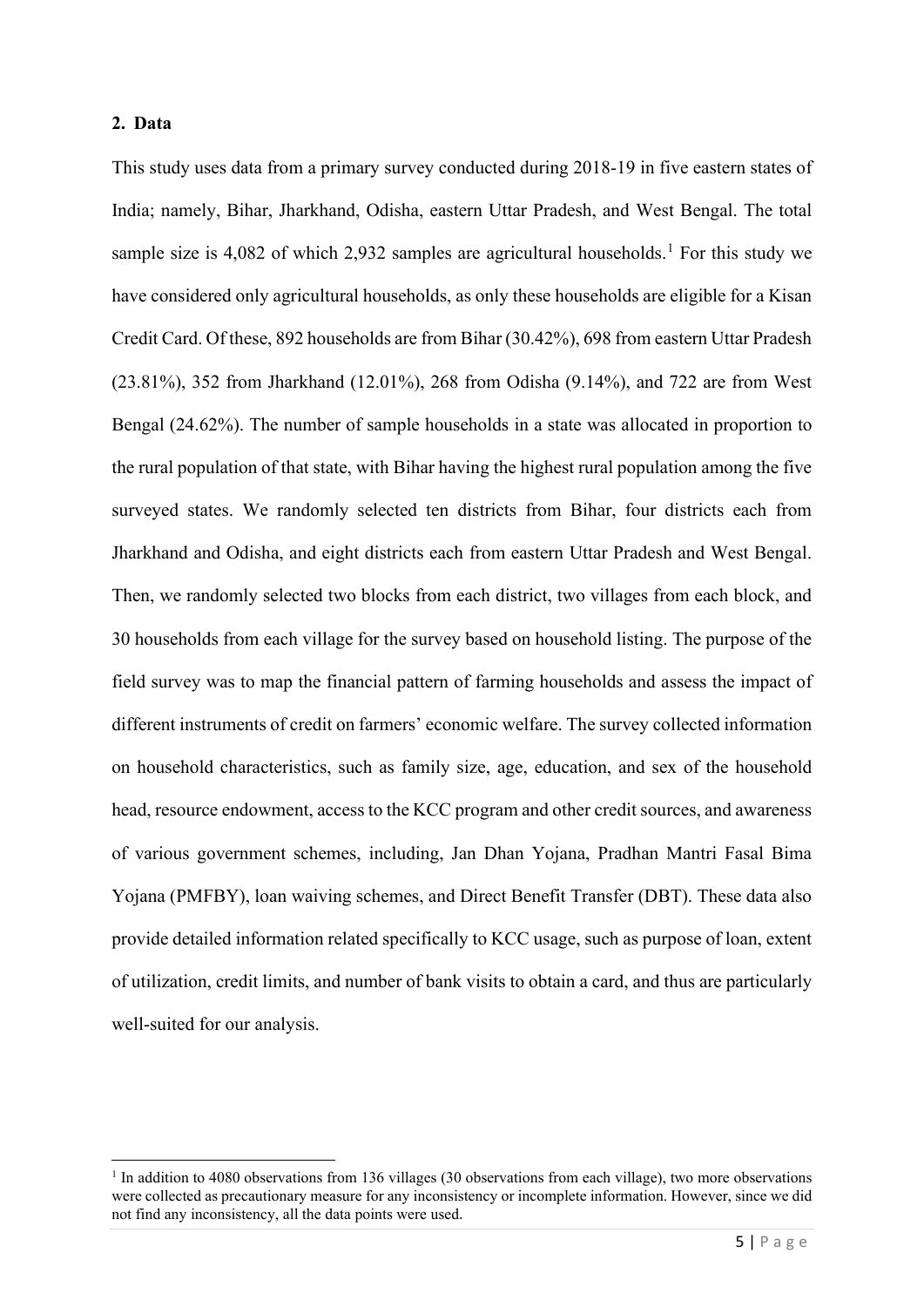## 2. Data

This study uses data from a primary survey conducted during 2018-19 in five eastern states of India; namely, Bihar, Jharkhand, Odisha, eastern Uttar Pradesh, and West Bengal. The total sample size is 4,082 of which 2,932 samples are agricultural households.[1] For this study we have considered only agricultural households, as only these households are eligible for a Kisan Credit Card. Of these, 892 households are from Bihar (30.42%), 698 from eastern Uttar Pradesh (23.81%), 352 from Jharkhand (12.01%), 268 from Odisha (9.14%), and 722 are from West Bengal (24.62%). The number of sample households in a state was allocated in proportion to the rural population of that state, with Bihar having the highest rural population among the five surveyed states. We randomly selected ten districts from Bihar, four districts each from Jharkhand and Odisha, and eight districts each from eastern Uttar Pradesh and West Bengal. Then, we randomly selected two blocks from each district, two villages from each block, and 30 households from each village for the survey based on household listing. The purpose of the field survey was to map the financial pattern of farming households and assess the impact of different instruments of credit on farmers' economic welfare. The survey collected information on household characteristics, such as family size, age, education, and sex of the household head, resource endowment, access to the KCC program and other credit sources, and awareness of various government schemes, including, Jan Dhan Yojana, Pradhan Mantri Fasal Bima Yojana (PMFBY), loan waiving schemes, and Direct Benefit Transfer (DBT). These data also provide detailed information related specifically to KCC usage, such as purpose of loan, extent of utilization, credit limits, and number of bank visits to obtain a card, and thus are particularly well-suited for our analysis.

[1] In addition to 4080 observations from 136 villages (30 observations from each village), two more observations were collected as precautionary measure for any inconsistency or incomplete information. However, since we did not find any inconsistency, all the data points were used.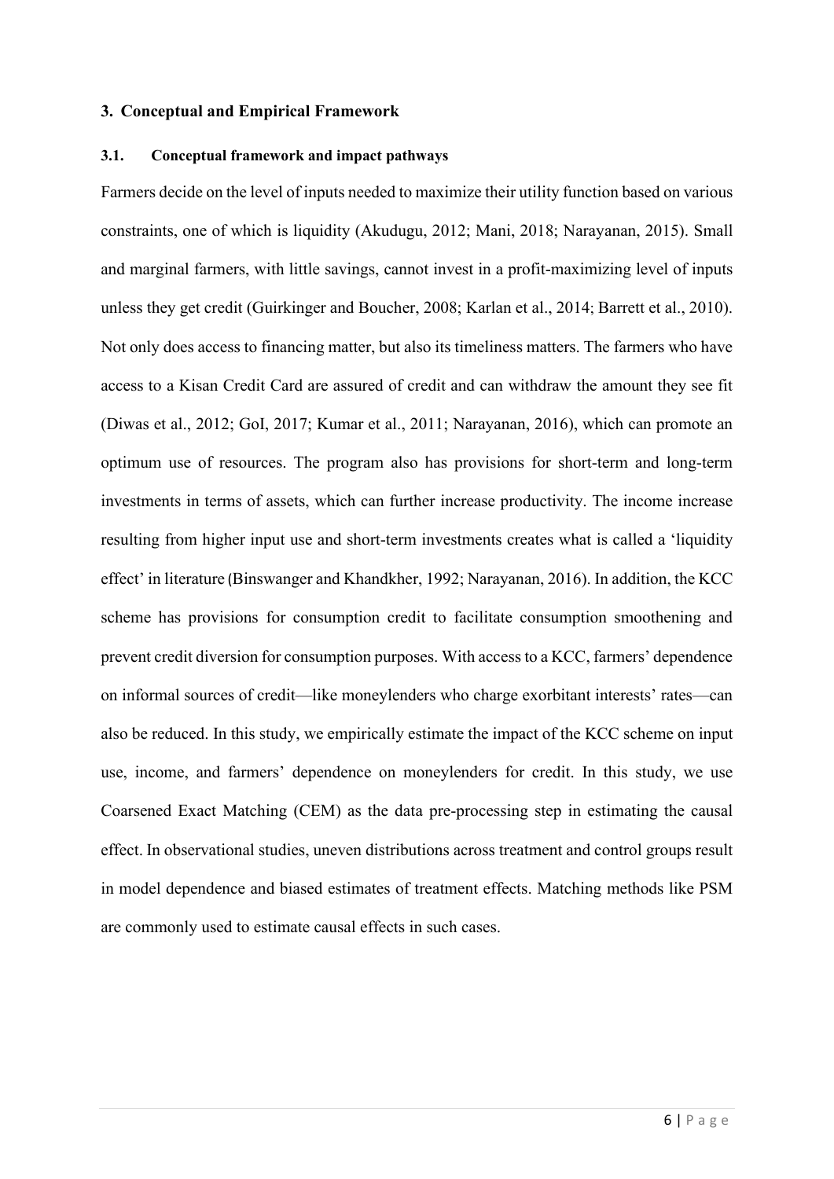## 3. Conceptual and Empirical Framework

### 3.1. Conceptual framework and impact pathways

Farmers decide on the level of inputs needed to maximize their utility function based on various constraints, one of which is liquidity (Akudugu, 2012; Mani, 2018; Narayanan, 2015). Small and marginal farmers, with little savings, cannot invest in a profit-maximizing level of inputs unless they get credit (Guirkinger and Boucher, 2008; Karlan et al., 2014; Barrett et al., 2010). Not only does access to financing matter, but also its timeliness matters. The farmers who have access to a Kisan Credit Card are assured of credit and can withdraw the amount they see fit (Diwas et al., 2012; GoI, 2017; Kumar et al., 2011; Narayanan, 2016), which can promote an optimum use of resources. The program also has provisions for short-term and long-term investments in terms of assets, which can further increase productivity. The income increase resulting from higher input use and short-term investments creates what is called a 'liquidity effect' in literature (Binswanger and Khandkher, 1992; Narayanan, 2016). In addition, the KCC scheme has provisions for consumption credit to facilitate consumption smoothening and prevent credit diversion for consumption purposes. With access to a KCC, farmers' dependence on informal sources of credit—like moneylenders who charge exorbitant interests' rates—can also be reduced. In this study, we empirically estimate the impact of the KCC scheme on input use, income, and farmers' dependence on moneylenders for credit. In this study, we use Coarsened Exact Matching (CEM) as the data pre-processing step in estimating the causal effect. In observational studies, uneven distributions across treatment and control groups result in model dependence and biased estimates of treatment effects. Matching methods like PSM are commonly used to estimate causal effects in such cases.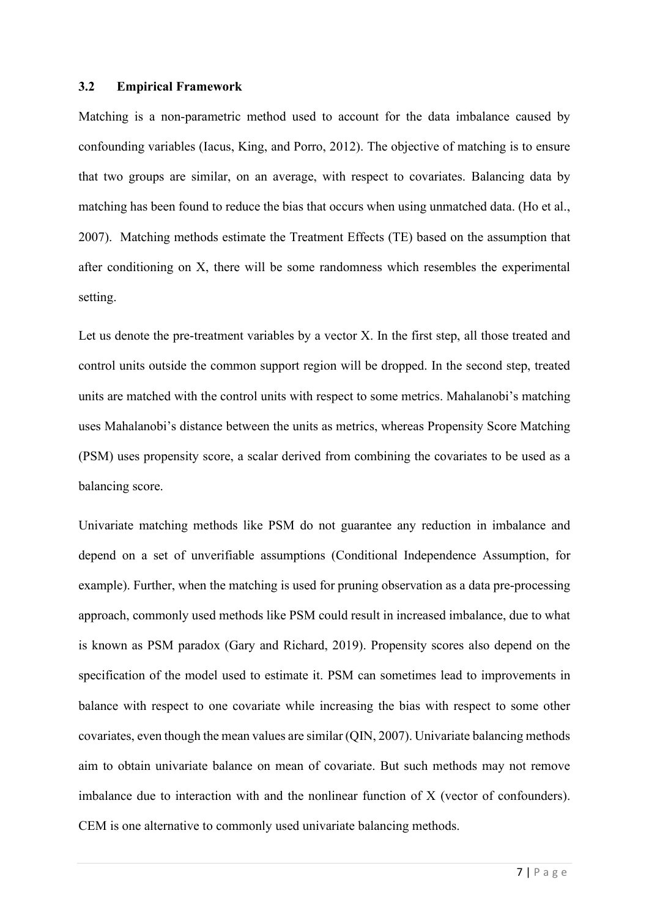### 3.2 Empirical Framework

Matching is a non-parametric method used to account for the data imbalance caused by confounding variables (Iacus, King, and Porro, 2012). The objective of matching is to ensure that two groups are similar, on an average, with respect to covariates. Balancing data by matching has been found to reduce the bias that occurs when using unmatched data. (Ho et al., 2007). Matching methods estimate the Treatment Effects (TE) based on the assumption that after conditioning on X, there will be some randomness which resembles the experimental setting.

Let us denote the pre-treatment variables by a vector X. In the first step, all those treated and control units outside the common support region will be dropped. In the second step, treated units are matched with the control units with respect to some metrics. Mahalanobi's matching uses Mahalanobi's distance between the units as metrics, whereas Propensity Score Matching (PSM) uses propensity score, a scalar derived from combining the covariates to be used as a balancing score.

Univariate matching methods like PSM do not guarantee any reduction in imbalance and depend on a set of unverifiable assumptions (Conditional Independence Assumption, for example). Further, when the matching is used for pruning observation as a data pre-processing approach, commonly used methods like PSM could result in increased imbalance, due to what is known as PSM paradox (Gary and Richard, 2019). Propensity scores also depend on the specification of the model used to estimate it. PSM can sometimes lead to improvements in balance with respect to one covariate while increasing the bias with respect to some other covariates, even though the mean values are similar (QIN, 2007). Univariate balancing methods aim to obtain univariate balance on mean of covariate. But such methods may not remove imbalance due to interaction with and the nonlinear function of X (vector of confounders). CEM is one alternative to commonly used univariate balancing methods.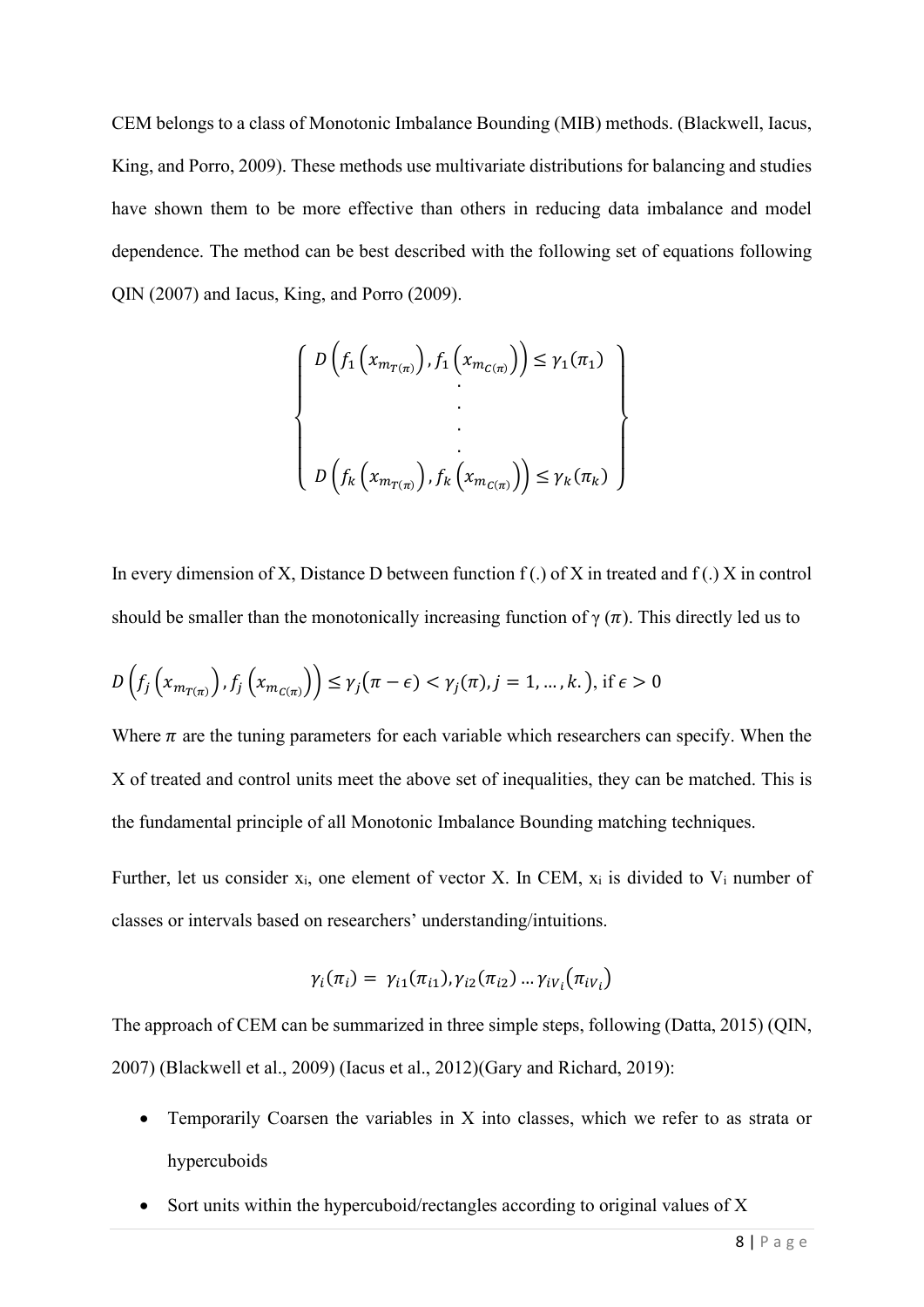CEM belongs to a class of Monotonic Imbalance Bounding (MIB) methods. (Blackwell, Iacus, King, and Porro, 2009). These methods use multivariate distributions for balancing and studies have shown them to be more effective than others in reducing data imbalance and model dependence. The method can be best described with the following set of equations following QIN (2007) and Iacus, King, and Porro (2009).

$$
\left\{
\begin{array}{c}
D\left(f_1\left(x_{m_{T(\pi)}}\right), f_1\left(x_{m_{C(\pi)}}\right)\right) \leq \gamma_1(\pi_1) \\
\cdot \\
\cdot \\
\cdot \\
\cdot \\
D\left(f_k\left(x_{m_{T(\pi)}}\right), f_k\left(x_{m_{C(\pi)}}\right)\right) \leq \gamma_k(\pi_k)
\end{array}
\right\}
$$

In every dimension of X, Distance D between function f (.) of X in treated and f (.) X in control should be smaller than the monotonically increasing function of $\gamma(\pi)$. This directly led us to

$$
D\left(f_j\left(x_{m_{T(\pi)}}\right), f_j\left(x_{m_{C(\pi)}}\right)\right) \leq \gamma_j(\pi - \epsilon) < \gamma_j(\pi), j = 1, \ldots, k.), \text{ if } \epsilon > 0
$$

Where $\pi$ are the tuning parameters for each variable which researchers can specify. When the X of treated and control units meet the above set of inequalities, they can be matched. This is the fundamental principle of all Monotonic Imbalance Bounding matching techniques.

Further, let us consider $x_i$, one element of vector X. In CEM, $x_i$ is divided to $V_i$ number of classes or intervals based on researchers' understanding/intuitions.

$$
\gamma_i(\pi_i) = \gamma_{i1}(\pi_{i1}), \gamma_{i2}(\pi_{i2}) \ldots \gamma_{iV_i}(\pi_{iV_i})
$$

The approach of CEM can be summarized in three simple steps, following (Datta, 2015) (QIN, 2007) (Blackwell et al., 2009) (Iacus et al., 2012)(Gary and Richard, 2019):

- Temporarily Coarsen the variables in X into classes, which we refer to as strata or hypercuboids
- Sort units within the hypercuboid/rectangles according to original values of X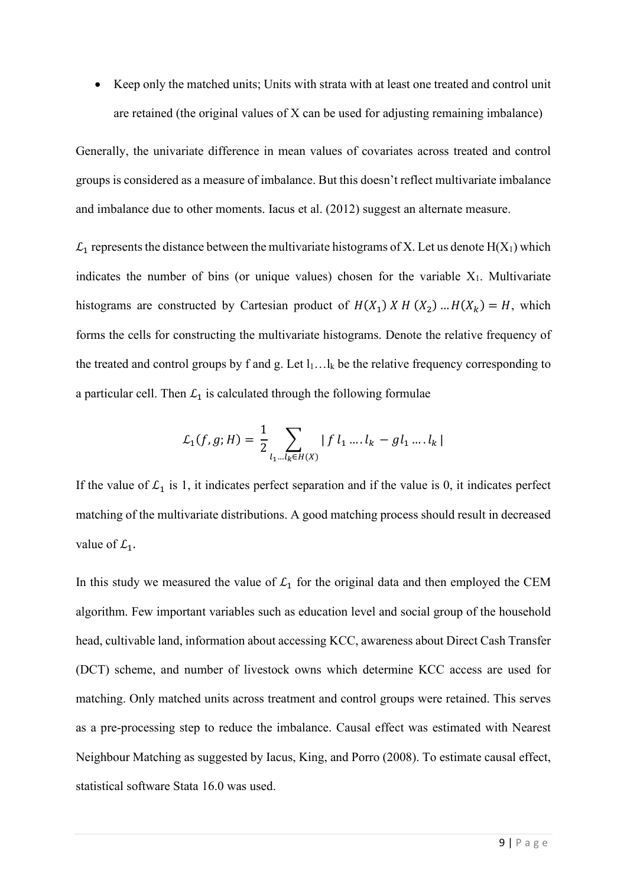- Keep only the matched units; Units with strata with at least one treated and control unit are retained (the original values of X can be used for adjusting remaining imbalance)

Generally, the univariate difference in mean values of covariates across treated and control groups is considered as a measure of imbalance. But this doesn't reflect multivariate imbalance and imbalance due to other moments. Iacus et al. (2012) suggest an alternate measure.

$\mathcal{L}_1$ represents the distance between the multivariate histograms of X. Let us denote $H(X_1)$ which indicates the number of bins (or unique values) chosen for the variable $X_1$. Multivariate histograms are constructed by Cartesian product of $H(X_1)\ X\ H\ (X_2) \ldots H(X_k) = H$, which forms the cells for constructing the multivariate histograms. Denote the relative frequency of the treated and control groups by f and g. Let $l_1 \ldots l_k$ be the relative frequency corresponding to a particular cell. Then $\mathcal{L}_1$ is calculated through the following formulae

$$\mathcal{L}_1(f, g; H) = \frac{1}{2} \sum_{l_1 \ldots l_k \in H(X)} | f\, l_1 \ldots . l_k - g l_1 \ldots . l_k |$$

If the value of $\mathcal{L}_1$ is 1, it indicates perfect separation and if the value is 0, it indicates perfect matching of the multivariate distributions. A good matching process should result in decreased value of $\mathcal{L}_1$.

In this study we measured the value of $\mathcal{L}_1$ for the original data and then employed the CEM algorithm. Few important variables such as education level and social group of the household head, cultivable land, information about accessing KCC, awareness about Direct Cash Transfer (DCT) scheme, and number of livestock owns which determine KCC access are used for matching. Only matched units across treatment and control groups were retained. This serves as a pre-processing step to reduce the imbalance. Causal effect was estimated with Nearest Neighbour Matching as suggested by Iacus, King, and Porro (2008). To estimate causal effect, statistical software Stata 16.0 was used.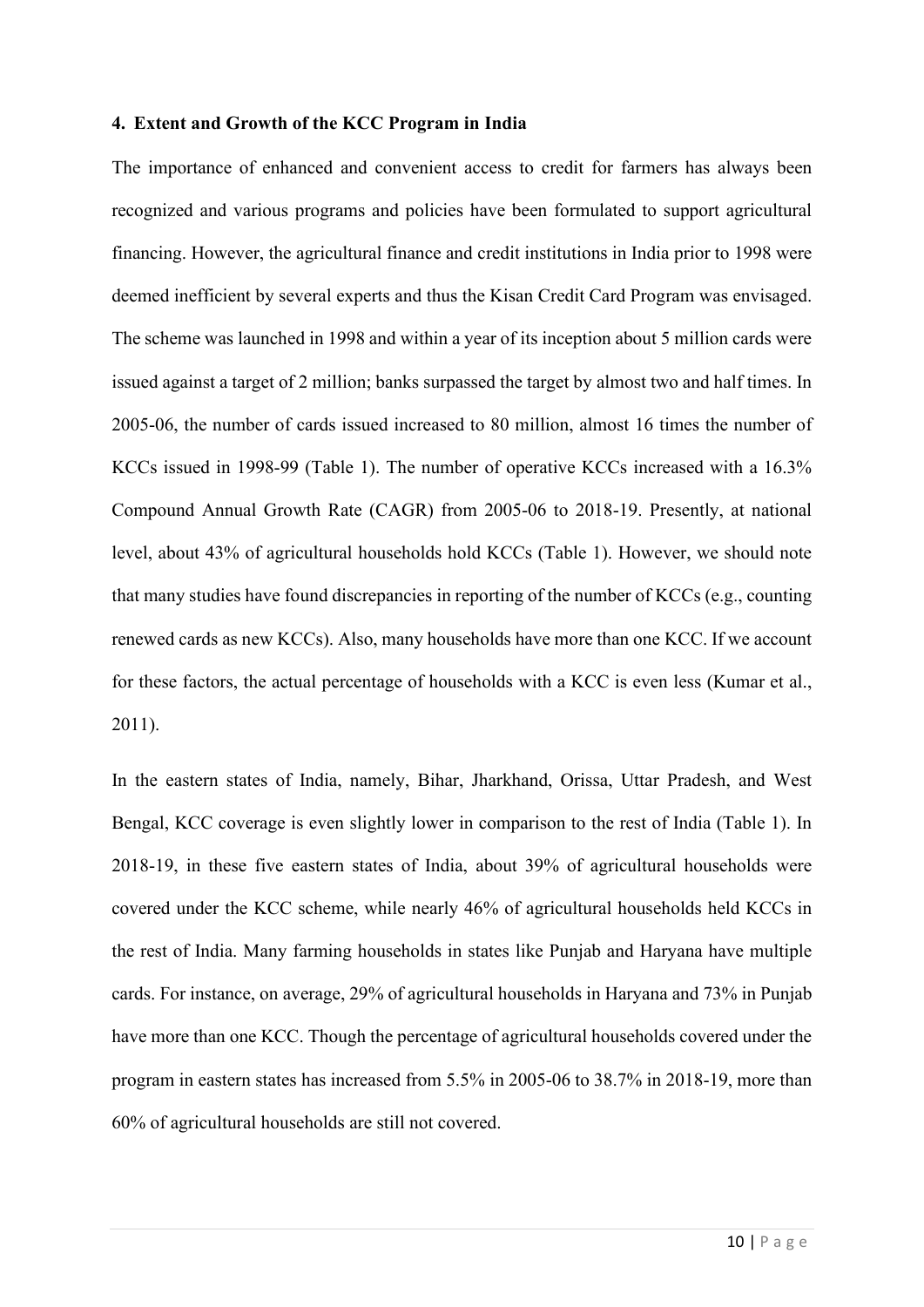## 4. Extent and Growth of the KCC Program in India

The importance of enhanced and convenient access to credit for farmers has always been recognized and various programs and policies have been formulated to support agricultural financing. However, the agricultural finance and credit institutions in India prior to 1998 were deemed inefficient by several experts and thus the Kisan Credit Card Program was envisaged. The scheme was launched in 1998 and within a year of its inception about 5 million cards were issued against a target of 2 million; banks surpassed the target by almost two and half times. In 2005-06, the number of cards issued increased to 80 million, almost 16 times the number of KCCs issued in 1998-99 (Table 1). The number of operative KCCs increased with a 16.3% Compound Annual Growth Rate (CAGR) from 2005-06 to 2018-19. Presently, at national level, about 43% of agricultural households hold KCCs (Table 1). However, we should note that many studies have found discrepancies in reporting of the number of KCCs (e.g., counting renewed cards as new KCCs). Also, many households have more than one KCC. If we account for these factors, the actual percentage of households with a KCC is even less (Kumar et al., 2011).

In the eastern states of India, namely, Bihar, Jharkhand, Orissa, Uttar Pradesh, and West Bengal, KCC coverage is even slightly lower in comparison to the rest of India (Table 1). In 2018-19, in these five eastern states of India, about 39% of agricultural households were covered under the KCC scheme, while nearly 46% of agricultural households held KCCs in the rest of India. Many farming households in states like Punjab and Haryana have multiple cards. For instance, on average, 29% of agricultural households in Haryana and 73% in Punjab have more than one KCC. Though the percentage of agricultural households covered under the program in eastern states has increased from 5.5% in 2005-06 to 38.7% in 2018-19, more than 60% of agricultural households are still not covered.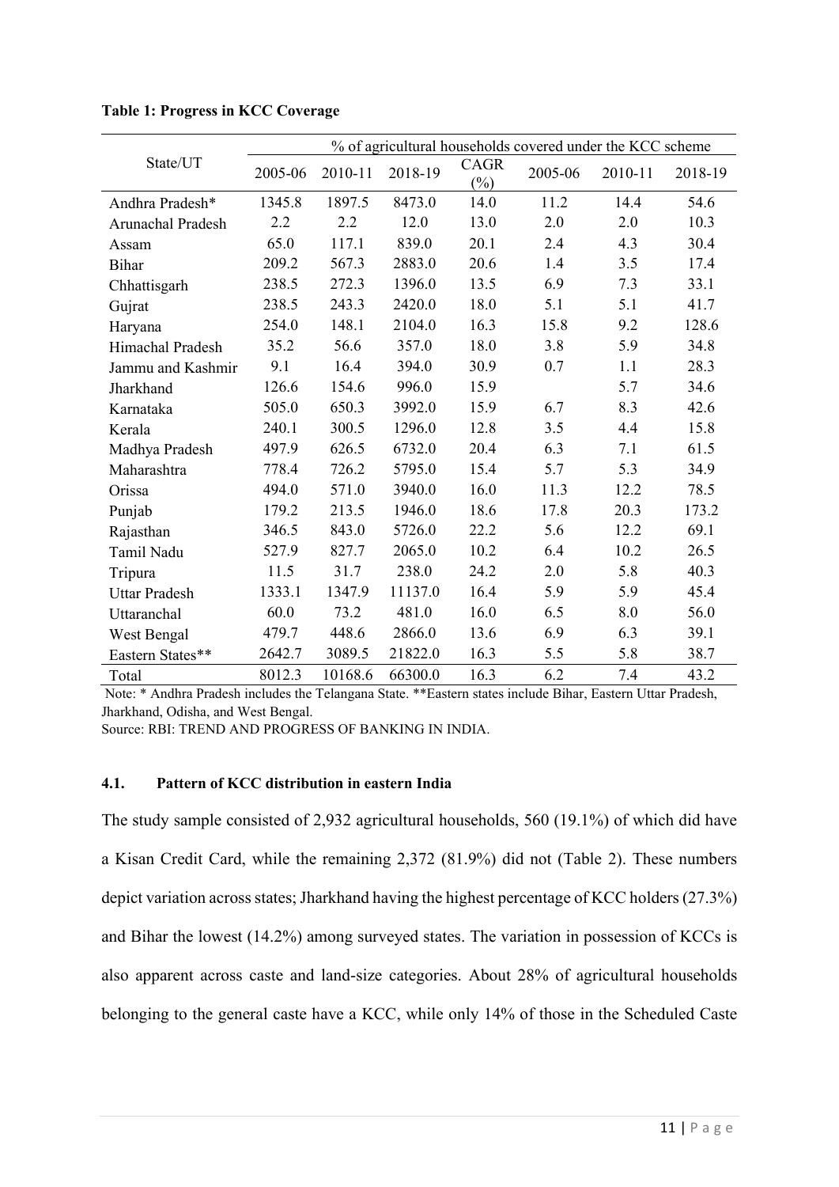**Table 1: Progress in KCC Coverage**

| State/UT | | | | | % of agricultural households covered under the KCC scheme | | |
|---|---|---|---|---|---|---|---|
| | 2005-06 | 2010-11 | 2018-19 | CAGR (%) | 2005-06 | 2010-11 | 2018-19 |
| Andhra Pradesh* | 1345.8 | 1897.5 | 8473.0 | 14.0 | 11.2 | 14.4 | 54.6 |
| Arunachal Pradesh | 2.2 | 2.2 | 12.0 | 13.0 | 2.0 | 2.0 | 10.3 |
| Assam | 65.0 | 117.1 | 839.0 | 20.1 | 2.4 | 4.3 | 30.4 |
| Bihar | 209.2 | 567.3 | 2883.0 | 20.6 | 1.4 | 3.5 | 17.4 |
| Chhattisgarh | 238.5 | 272.3 | 1396.0 | 13.5 | 6.9 | 7.3 | 33.1 |
| Gujrat | 238.5 | 243.3 | 2420.0 | 18.0 | 5.1 | 5.1 | 41.7 |
| Haryana | 254.0 | 148.1 | 2104.0 | 16.3 | 15.8 | 9.2 | 128.6 |
| Himachal Pradesh | 35.2 | 56.6 | 357.0 | 18.0 | 3.8 | 5.9 | 34.8 |
| Jammu and Kashmir | 9.1 | 16.4 | 394.0 | 30.9 | 0.7 | 1.1 | 28.3 |
| Jharkhand | 126.6 | 154.6 | 996.0 | 15.9 | | 5.7 | 34.6 |
| Karnataka | 505.0 | 650.3 | 3992.0 | 15.9 | 6.7 | 8.3 | 42.6 |
| Kerala | 240.1 | 300.5 | 1296.0 | 12.8 | 3.5 | 4.4 | 15.8 |
| Madhya Pradesh | 497.9 | 626.5 | 6732.0 | 20.4 | 6.3 | 7.1 | 61.5 |
| Maharashtra | 778.4 | 726.2 | 5795.0 | 15.4 | 5.7 | 5.3 | 34.9 |
| Orissa | 494.0 | 571.0 | 3940.0 | 16.0 | 11.3 | 12.2 | 78.5 |
| Punjab | 179.2 | 213.5 | 1946.0 | 18.6 | 17.8 | 20.3 | 173.2 |
| Rajasthan | 346.5 | 843.0 | 5726.0 | 22.2 | 5.6 | 12.2 | 69.1 |
| Tamil Nadu | 527.9 | 827.7 | 2065.0 | 10.2 | 6.4 | 10.2 | 26.5 |
| Tripura | 11.5 | 31.7 | 238.0 | 24.2 | 2.0 | 5.8 | 40.3 |
| Uttar Pradesh | 1333.1 | 1347.9 | 11137.0 | 16.4 | 5.9 | 5.9 | 45.4 |
| Uttaranchal | 60.0 | 73.2 | 481.0 | 16.0 | 6.5 | 8.0 | 56.0 |
| West Bengal | 479.7 | 448.6 | 2866.0 | 13.6 | 6.9 | 6.3 | 39.1 |
| Eastern States** | 2642.7 | 3089.5 | 21822.0 | 16.3 | 5.5 | 5.8 | 38.7 |
| Total | 8012.3 | 10168.6 | 66300.0 | 16.3 | 6.2 | 7.4 | 43.2 |

Note: * Andhra Pradesh includes the Telangana State. **Eastern states include Bihar, Eastern Uttar Pradesh, Jharkhand, Odisha, and West Bengal.

Source: RBI: TREND AND PROGRESS OF BANKING IN INDIA.

#### 4.1. Pattern of KCC distribution in eastern India

The study sample consisted of 2,932 agricultural households, 560 (19.1%) of which did have a Kisan Credit Card, while the remaining 2,372 (81.9%) did not (Table 2). These numbers depict variation across states; Jharkhand having the highest percentage of KCC holders (27.3%) and Bihar the lowest (14.2%) among surveyed states. The variation in possession of KCCs is also apparent across caste and land-size categories. About 28% of agricultural households belonging to the general caste have a KCC, while only 14% of those in the Scheduled Caste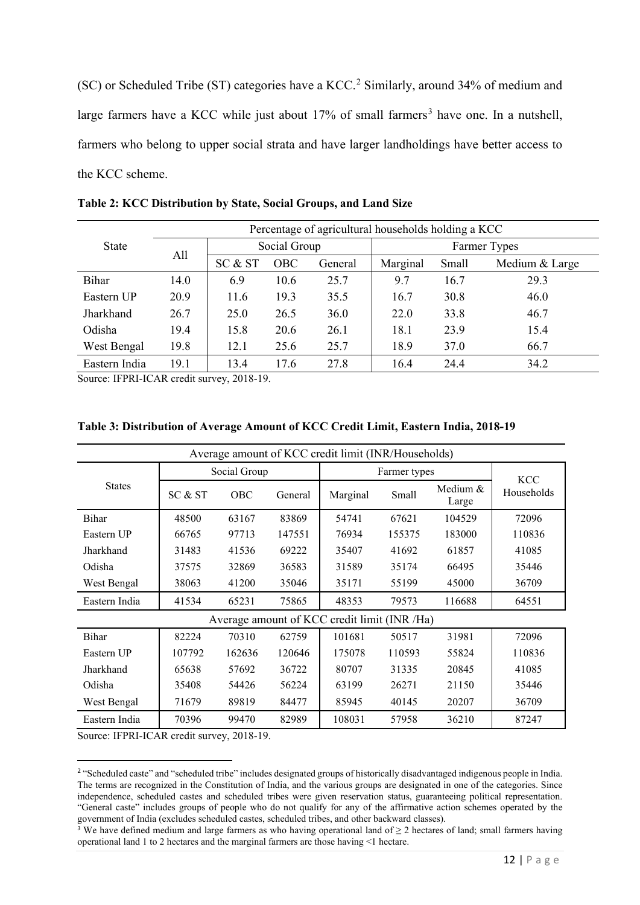(SC) or Scheduled Tribe (ST) categories have a KCC.[2] Similarly, around 34% of medium and large farmers have a KCC while just about 17% of small farmers[3] have one. In a nutshell, farmers who belong to upper social strata and have larger landholdings have better access to the KCC scheme.

**Table 2: KCC Distribution by State, Social Groups, and Land Size**

| State | Percentage of agricultural households holding a KCC | | | | | | |
|---|---|---|---|---|---|---|---|
| | All | Social Group | | | Farmer Types | | |
| | | SC & ST | OBC | General | Marginal | Small | Medium & Large |
| Bihar | 14.0 | 6.9 | 10.6 | 25.7 | 9.7 | 16.7 | 29.3 |
| Eastern UP | 20.9 | 11.6 | 19.3 | 35.5 | 16.7 | 30.8 | 46.0 |
| Jharkhand | 26.7 | 25.0 | 26.5 | 36.0 | 22.0 | 33.8 | 46.7 |
| Odisha | 19.4 | 15.8 | 20.6 | 26.1 | 18.1 | 23.9 | 15.4 |
| West Bengal | 19.8 | 12.1 | 25.6 | 25.7 | 18.9 | 37.0 | 66.7 |
| Eastern India | 19.1 | 13.4 | 17.6 | 27.8 | 16.4 | 24.4 | 34.2 |

Source: IFPRI-ICAR credit survey, 2018-19.

**Table 3: Distribution of Average Amount of KCC Credit Limit, Eastern India, 2018-19**

| Average amount of KCC credit limit (INR/Households) | | | | | | | |
|---|---|---|---|---|---|---|---|
| States | Social Group | | | Farmer types | | | KCC Households |
| | SC & ST | OBC | General | Marginal | Small | Medium & Large | |
| Bihar | 48500 | 63167 | 83869 | 54741 | 67621 | 104529 | 72096 |
| Eastern UP | 66765 | 97713 | 147551 | 76934 | 155375 | 183000 | 110836 |
| Jharkhand | 31483 | 41536 | 69222 | 35407 | 41692 | 61857 | 41085 |
| Odisha | 37575 | 32869 | 36583 | 31589 | 35174 | 66495 | 35446 |
| West Bengal | 38063 | 41200 | 35046 | 35171 | 55199 | 45000 | 36709 |
| Eastern India | 41534 | 65231 | 75865 | 48353 | 79573 | 116688 | 64551 |
| Average amount of KCC credit limit (INR /Ha) | | | | | | | |
| Bihar | 82224 | 70310 | 62759 | 101681 | 50517 | 31981 | 72096 |
| Eastern UP | 107792 | 162636 | 120646 | 175078 | 110593 | 55824 | 110836 |
| Jharkhand | 65638 | 57692 | 36722 | 80707 | 31335 | 20845 | 41085 |
| Odisha | 35408 | 54426 | 56224 | 63199 | 26271 | 21150 | 35446 |
| West Bengal | 71679 | 89819 | 84477 | 85945 | 40145 | 20207 | 36709 |
| Eastern India | 70396 | 99470 | 82989 | 108031 | 57958 | 36210 | 87247 |

Source: IFPRI-ICAR credit survey, 2018-19.

[2] "Scheduled caste" and "scheduled tribe" includes designated groups of historically disadvantaged indigenous people in India. The terms are recognized in the Constitution of India, and the various groups are designated in one of the categories. Since independence, scheduled castes and scheduled tribes were given reservation status, guaranteeing political representation. "General caste" includes groups of people who do not qualify for any of the affirmative action schemes operated by the government of India (excludes scheduled castes, scheduled tribes, and other backward classes).

[3] We have defined medium and large farmers as who having operational land of $\geq 2$ hectares of land; small farmers having operational land 1 to 2 hectares and the marginal farmers are those having <1 hectare.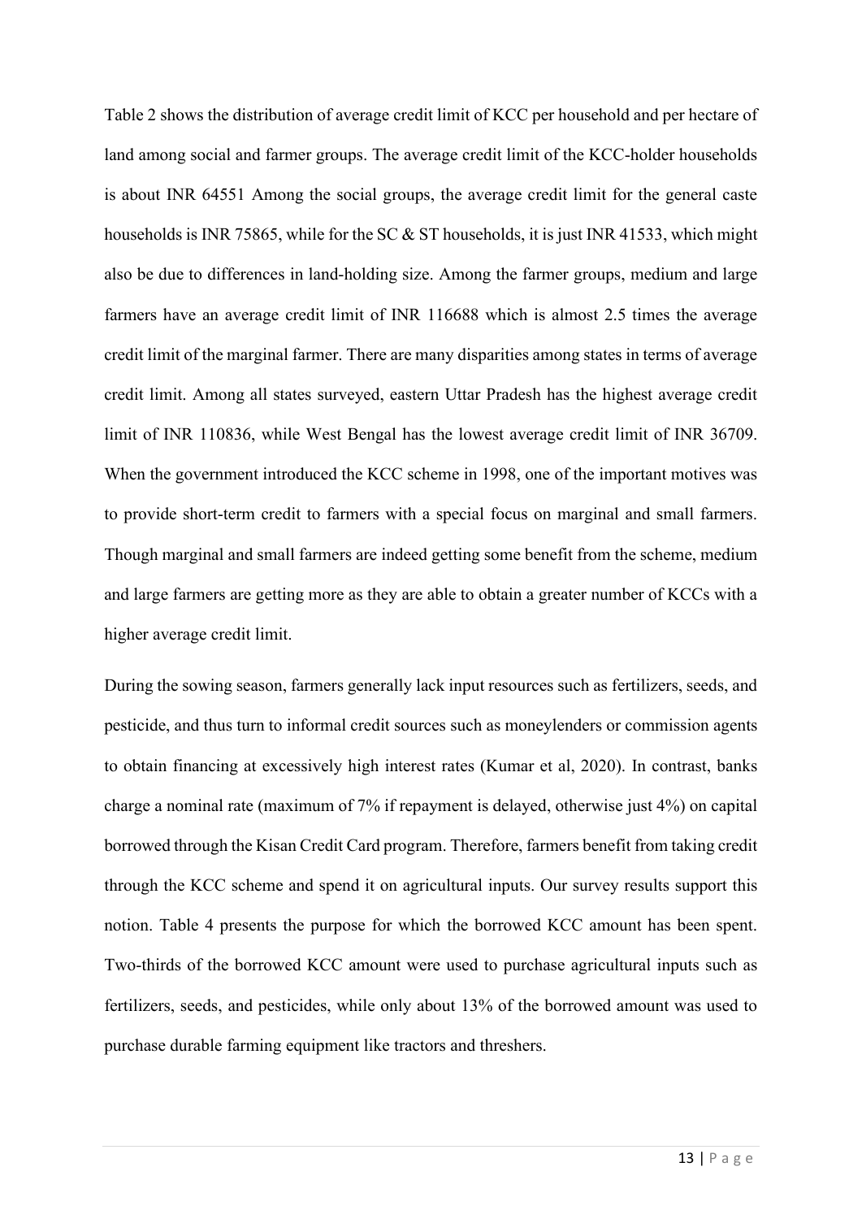Table 2 shows the distribution of average credit limit of KCC per household and per hectare of land among social and farmer groups. The average credit limit of the KCC-holder households is about INR 64551 Among the social groups, the average credit limit for the general caste households is INR 75865, while for the SC & ST households, it is just INR 41533, which might also be due to differences in land-holding size. Among the farmer groups, medium and large farmers have an average credit limit of INR 116688 which is almost 2.5 times the average credit limit of the marginal farmer. There are many disparities among states in terms of average credit limit. Among all states surveyed, eastern Uttar Pradesh has the highest average credit limit of INR 110836, while West Bengal has the lowest average credit limit of INR 36709. When the government introduced the KCC scheme in 1998, one of the important motives was to provide short-term credit to farmers with a special focus on marginal and small farmers. Though marginal and small farmers are indeed getting some benefit from the scheme, medium and large farmers are getting more as they are able to obtain a greater number of KCCs with a higher average credit limit.

During the sowing season, farmers generally lack input resources such as fertilizers, seeds, and pesticide, and thus turn to informal credit sources such as moneylenders or commission agents to obtain financing at excessively high interest rates (Kumar et al, 2020). In contrast, banks charge a nominal rate (maximum of 7% if repayment is delayed, otherwise just 4%) on capital borrowed through the Kisan Credit Card program. Therefore, farmers benefit from taking credit through the KCC scheme and spend it on agricultural inputs. Our survey results support this notion. Table 4 presents the purpose for which the borrowed KCC amount has been spent. Two-thirds of the borrowed KCC amount were used to purchase agricultural inputs such as fertilizers, seeds, and pesticides, while only about 13% of the borrowed amount was used to purchase durable farming equipment like tractors and threshers.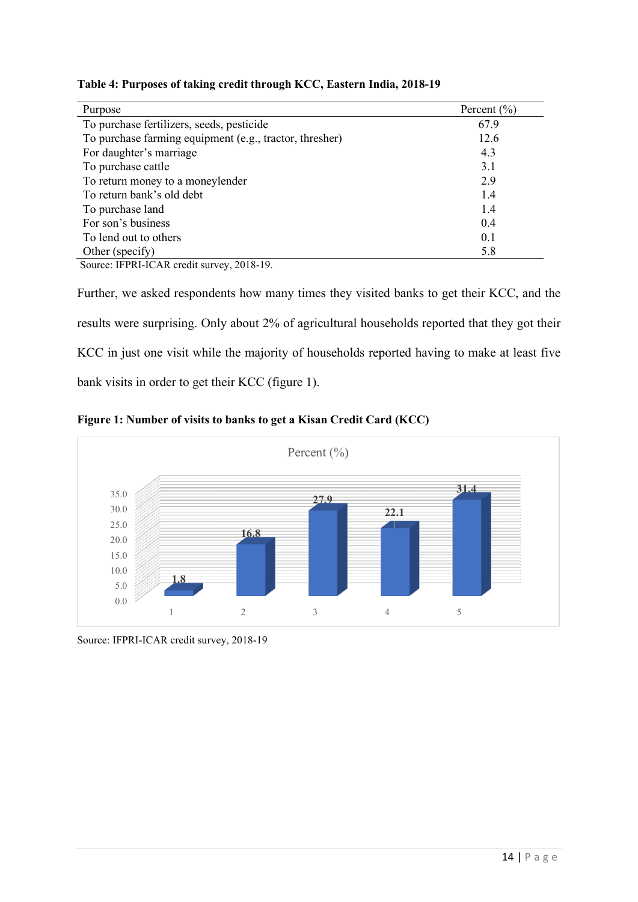**Table 4: Purposes of taking credit through KCC, Eastern India, 2018-19**

| Purpose | Percent (%) |
|---|---|
| To purchase fertilizers, seeds, pesticide | 67.9 |
| To purchase farming equipment (e.g., tractor, thresher) | 12.6 |
| For daughter's marriage | 4.3 |
| To purchase cattle | 3.1 |
| To return money to a moneylender | 2.9 |
| To return bank's old debt | 1.4 |
| To purchase land | 1.4 |
| For son's business | 0.4 |
| To lend out to others | 0.1 |
| Other (specify) | 5.8 |

Source: IFPRI-ICAR credit survey, 2018-19.

Further, we asked respondents how many times they visited banks to get their KCC, and the results were surprising. Only about 2% of agricultural households reported that they got their KCC in just one visit while the majority of households reported having to make at least five bank visits in order to get their KCC (figure 1).

**Figure 1: Number of visits to banks to get a Kisan Credit Card (KCC)**

Percent (%)

| Number of visits | Percent (%) |
|---|---|
| 1 | 1.8 |
| 2 | 16.8 |
| 3 | 27.9 |
| 4 | 22.1 |
| 5 | 31.4 |

Source: IFPRI-ICAR credit survey, 2018-19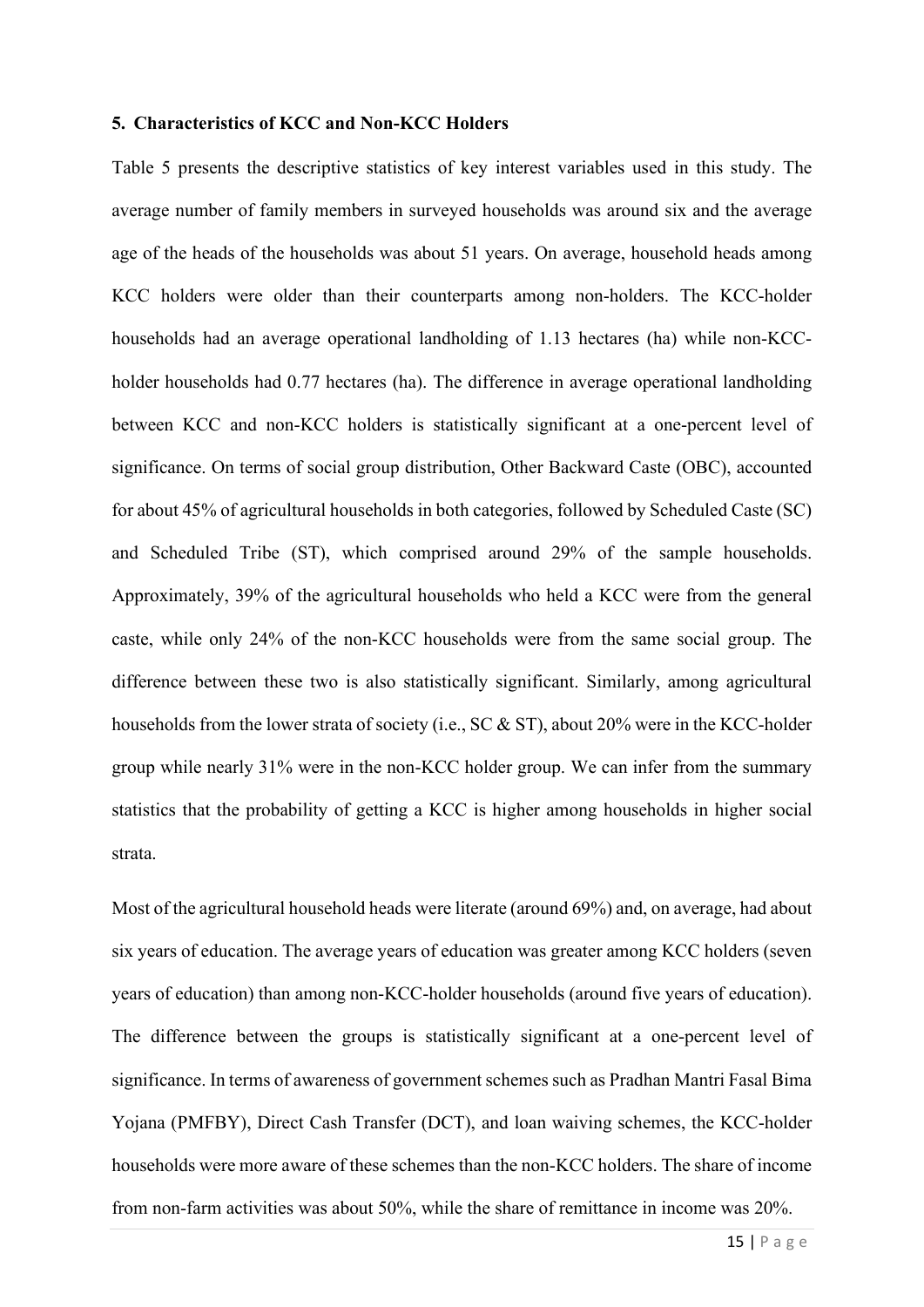## 5. Characteristics of KCC and Non-KCC Holders

Table 5 presents the descriptive statistics of key interest variables used in this study. The average number of family members in surveyed households was around six and the average age of the heads of the households was about 51 years. On average, household heads among KCC holders were older than their counterparts among non-holders. The KCC-holder households had an average operational landholding of 1.13 hectares (ha) while non-KCC-holder households had 0.77 hectares (ha). The difference in average operational landholding between KCC and non-KCC holders is statistically significant at a one-percent level of significance. On terms of social group distribution, Other Backward Caste (OBC), accounted for about 45% of agricultural households in both categories, followed by Scheduled Caste (SC) and Scheduled Tribe (ST), which comprised around 29% of the sample households. Approximately, 39% of the agricultural households who held a KCC were from the general caste, while only 24% of the non-KCC households were from the same social group. The difference between these two is also statistically significant. Similarly, among agricultural households from the lower strata of society (i.e., SC & ST), about 20% were in the KCC-holder group while nearly 31% were in the non-KCC holder group. We can infer from the summary statistics that the probability of getting a KCC is higher among households in higher social strata.

Most of the agricultural household heads were literate (around 69%) and, on average, had about six years of education. The average years of education was greater among KCC holders (seven years of education) than among non-KCC-holder households (around five years of education). The difference between the groups is statistically significant at a one-percent level of significance. In terms of awareness of government schemes such as Pradhan Mantri Fasal Bima Yojana (PMFBY), Direct Cash Transfer (DCT), and loan waiving schemes, the KCC-holder households were more aware of these schemes than the non-KCC holders. The share of income from non-farm activities was about 50%, while the share of remittance in income was 20%.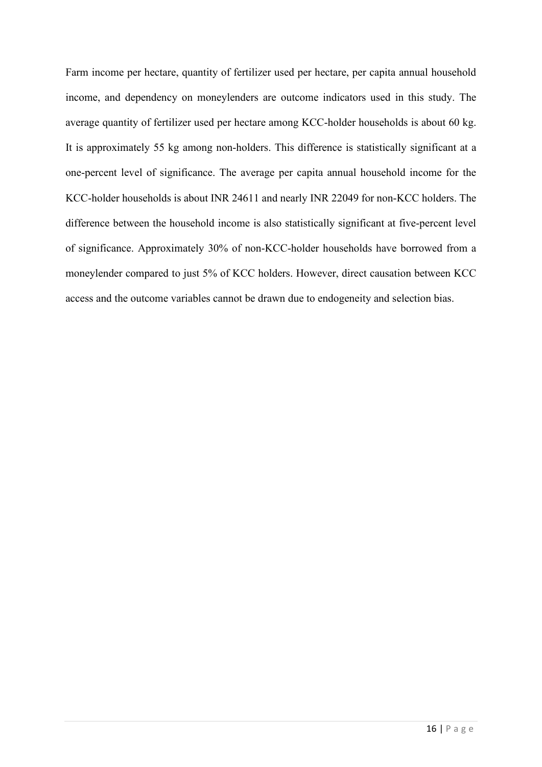Farm income per hectare, quantity of fertilizer used per hectare, per capita annual household income, and dependency on moneylenders are outcome indicators used in this study. The average quantity of fertilizer used per hectare among KCC-holder households is about 60 kg. It is approximately 55 kg among non-holders. This difference is statistically significant at a one-percent level of significance. The average per capita annual household income for the KCC-holder households is about INR 24611 and nearly INR 22049 for non-KCC holders. The difference between the household income is also statistically significant at five-percent level of significance. Approximately 30% of non-KCC-holder households have borrowed from a moneylender compared to just 5% of KCC holders. However, direct causation between KCC access and the outcome variables cannot be drawn due to endogeneity and selection bias.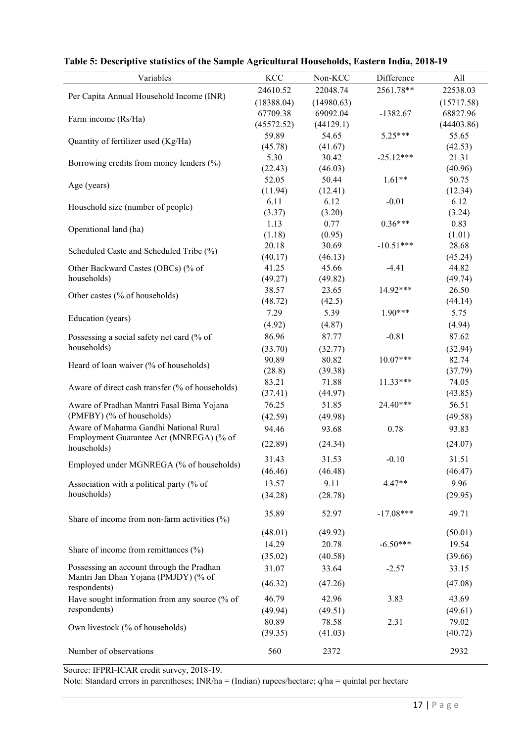**Table 5: Descriptive statistics of the Sample Agricultural Households, Eastern India, 2018-19**

| Variables | KCC | Non-KCC | Difference | All |
|---|---|---|---|---|
| Per Capita Annual Household Income (INR) | 24610.52 | 22048.74 | 2561.78** | 22538.03 |
| | (18388.04) | (14980.63) | | (15717.58) |
| Farm income (Rs/Ha) | 67709.38 | 69092.04 | -1382.67 | 68827.96 |
| | (45572.52) | (44129.1) | | (44403.86) |
| Quantity of fertilizer used (Kg/Ha) | 59.89 | 54.65 | 5.25*** | 55.65 |
| | (45.78) | (41.67) | | (42.53) |
| Borrowing credits from money lenders (%) | 5.30 | 30.42 | -25.12*** | 21.31 |
| | (22.43) | (46.03) | | (40.96) |
| Age (years) | 52.05 | 50.44 | 1.61** | 50.75 |
| | (11.94) | (12.41) | | (12.34) |
| Household size (number of people) | 6.11 | 6.12 | -0.01 | 6.12 |
| | (3.37) | (3.20) | | (3.24) |
| Operational land (ha) | 1.13 | 0.77 | 0.36*** | 0.83 |
| | (1.18) | (0.95) | | (1.01) |
| Scheduled Caste and Scheduled Tribe (%) | 20.18 | 30.69 | -10.51*** | 28.68 |
| | (40.17) | (46.13) | | (45.24) |
| Other Backward Castes (OBCs) (% of households) | 41.25 | 45.66 | -4.41 | 44.82 |
| | (49.27) | (49.82) | | (49.74) |
| Other castes (% of households) | 38.57 | 23.65 | 14.92*** | 26.50 |
| | (48.72) | (42.5) | | (44.14) |
| Education (years) | 7.29 | 5.39 | 1.90*** | 5.75 |
| | (4.92) | (4.87) | | (4.94) |
| Possessing a social safety net card (% of households) | 86.96 | 87.77 | -0.81 | 87.62 |
| | (33.70) | (32.77) | | (32.94) |
| Heard of loan waiver (% of households) | 90.89 | 80.82 | 10.07*** | 82.74 |
| | (28.8) | (39.38) | | (37.79) |
| Aware of direct cash transfer (% of households) | 83.21 | 71.88 | 11.33*** | 74.05 |
| | (37.41) | (44.97) | | (43.85) |
| Aware of Pradhan Mantri Fasal Bima Yojana (PMFBY) (% of households) | 76.25 | 51.85 | 24.40*** | 56.51 |
| | (42.59) | (49.98) | | (49.58) |
| Aware of Mahatma Gandhi National Rural Employment Guarantee Act (MNREGA) (% of households) | 94.46 | 93.68 | 0.78 | 93.83 |
| | (22.89) | (24.34) | | (24.07) |
| Employed under MGNREGA (% of households) | 31.43 | 31.53 | -0.10 | 31.51 |
| | (46.46) | (46.48) | | (46.47) |
| Association with a political party (% of households) | 13.57 | 9.11 | 4.47** | 9.96 |
| | (34.28) | (28.78) | | (29.95) |
| Share of income from non-farm activities (%) | 35.89 | 52.97 | -17.08*** | 49.71 |
| | (48.01) | (49.92) | | (50.01) |
| Share of income from remittances (%) | 14.29 | 20.78 | -6.50*** | 19.54 |
| | (35.02) | (40.58) | | (39.66) |
| Possessing an account through the Pradhan Mantri Jan Dhan Yojana (PMJDY) (% of respondents) | 31.07 | 33.64 | -2.57 | 33.15 |
| | (46.32) | (47.26) | | (47.08) |
| Have sought information from any source (% of respondents) | 46.79 | 42.96 | 3.83 | 43.69 |
| | (49.94) | (49.51) | | (49.61) |
| Own livestock (% of households) | 80.89 | 78.58 | 2.31 | 79.02 |
| | (39.35) | (41.03) | | (40.72) |
| Number of observations | 560 | 2372 | | 2932 |

Source: IFPRI-ICAR credit survey, 2018-19.

Note: Standard errors in parentheses; INR/ha = (Indian) rupees/hectare; q/ha = quintal per hectare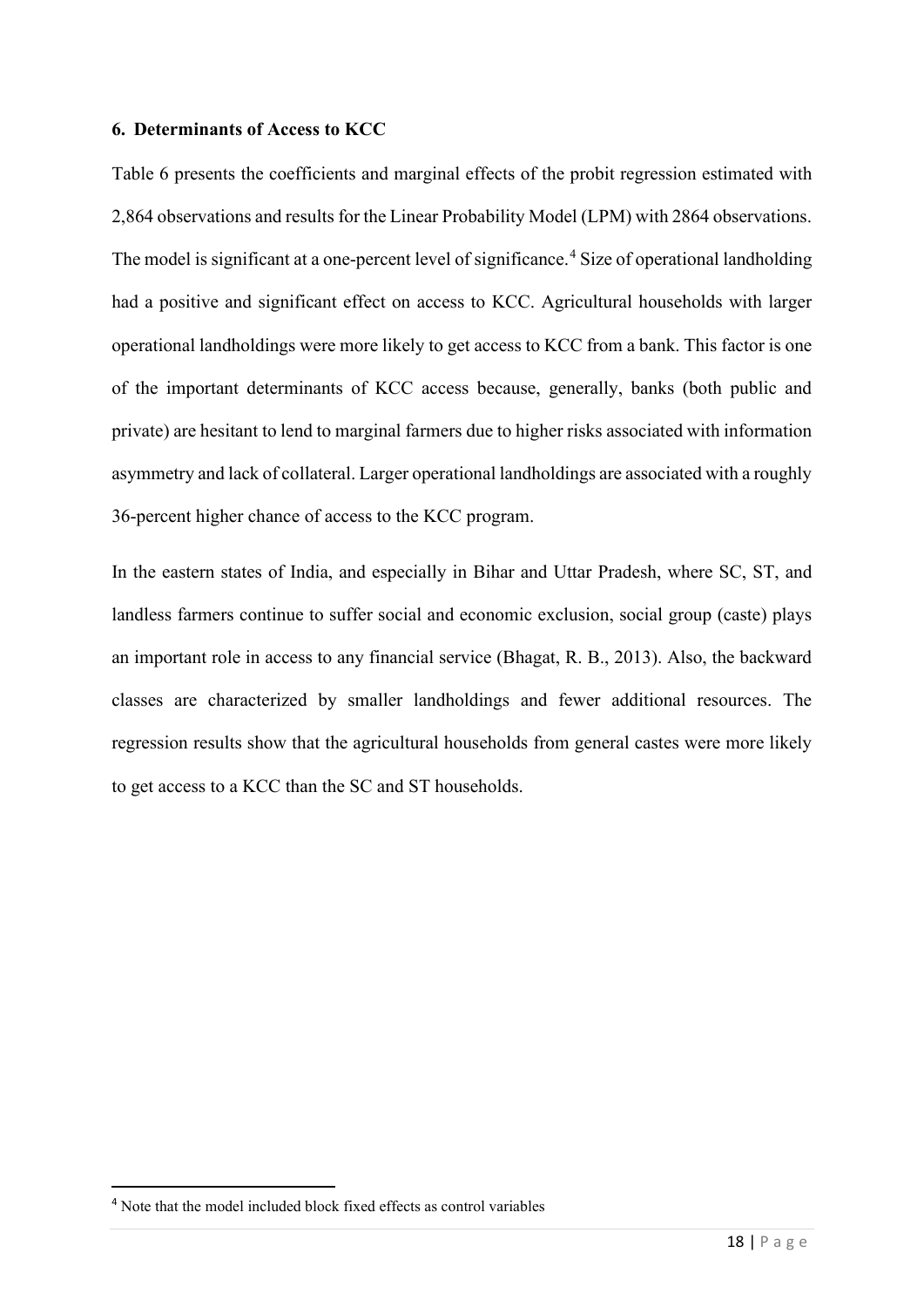## 6. Determinants of Access to KCC

Table 6 presents the coefficients and marginal effects of the probit regression estimated with 2,864 observations and results for the Linear Probability Model (LPM) with 2864 observations. The model is significant at a one-percent level of significance.[4] Size of operational landholding had a positive and significant effect on access to KCC. Agricultural households with larger operational landholdings were more likely to get access to KCC from a bank. This factor is one of the important determinants of KCC access because, generally, banks (both public and private) are hesitant to lend to marginal farmers due to higher risks associated with information asymmetry and lack of collateral. Larger operational landholdings are associated with a roughly 36-percent higher chance of access to the KCC program.

In the eastern states of India, and especially in Bihar and Uttar Pradesh, where SC, ST, and landless farmers continue to suffer social and economic exclusion, social group (caste) plays an important role in access to any financial service (Bhagat, R. B., 2013). Also, the backward classes are characterized by smaller landholdings and fewer additional resources. The regression results show that the agricultural households from general castes were more likely to get access to a KCC than the SC and ST households.

[4] Note that the model included block fixed effects as control variables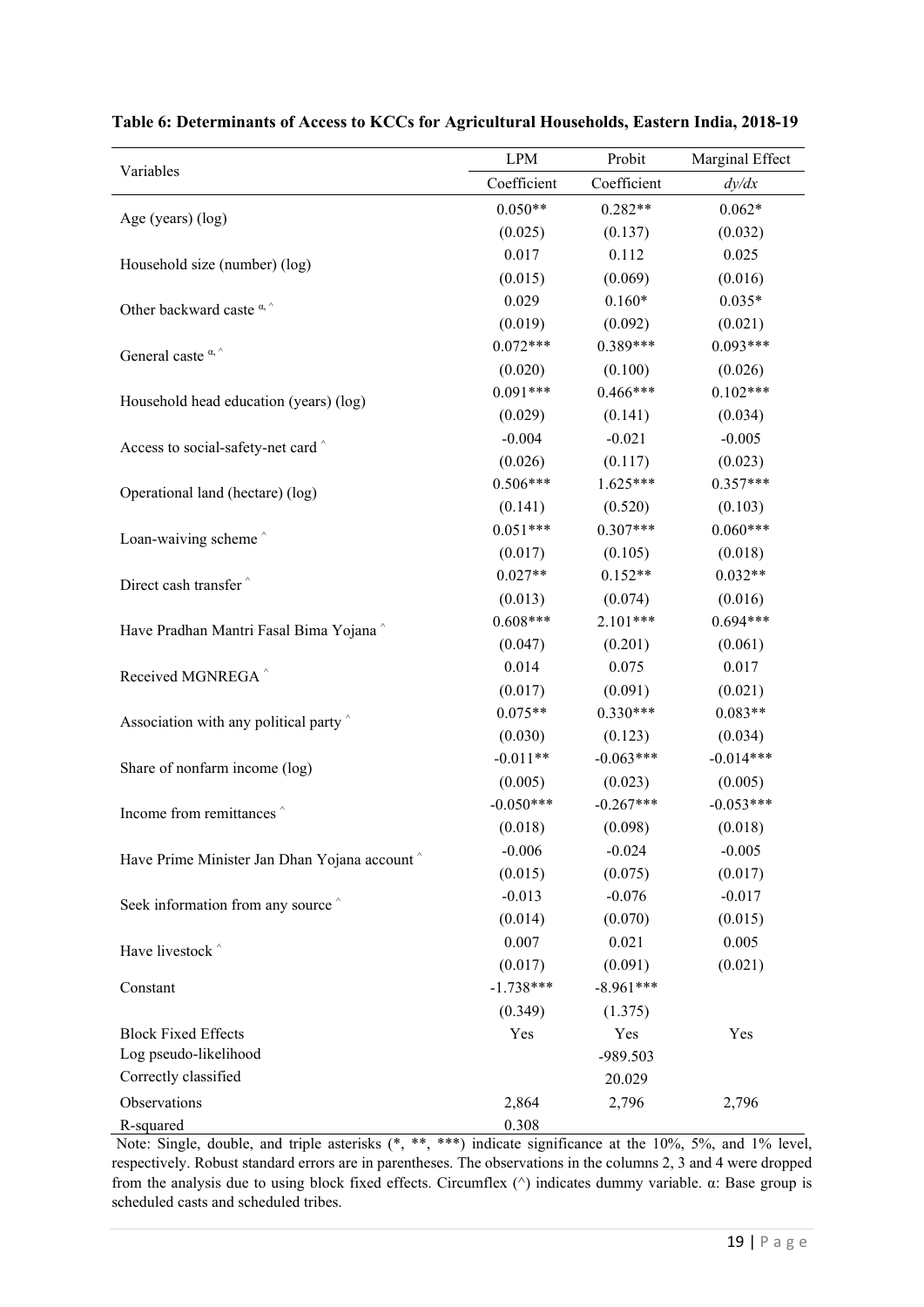**Table 6: Determinants of Access to KCCs for Agricultural Households, Eastern India, 2018-19**

| Variables | LPM | Probit | Marginal Effect |
|---|---|---|---|
| | Coefficient | Coefficient | *dy/dx* |
| Age (years) (log) | 0.050** | 0.282** | 0.062* |
| | (0.025) | (0.137) | (0.032) |
| Household size (number) (log) | 0.017 | 0.112 | 0.025 |
| | (0.015) | (0.069) | (0.016) |
| Other backward caste α, ^ | 0.029 | 0.160* | 0.035* |
| | (0.019) | (0.092) | (0.021) |
| General caste α, ^ | 0.072*** | 0.389*** | 0.093*** |
| | (0.020) | (0.100) | (0.026) |
| Household head education (years) (log) | 0.091*** | 0.466*** | 0.102*** |
| | (0.029) | (0.141) | (0.034) |
| Access to social-safety-net card ^ | -0.004 | -0.021 | -0.005 |
| | (0.026) | (0.117) | (0.023) |
| Operational land (hectare) (log) | 0.506*** | 1.625*** | 0.357*** |
| | (0.141) | (0.520) | (0.103) |
| Loan-waiving scheme ^ | 0.051*** | 0.307*** | 0.060*** |
| | (0.017) | (0.105) | (0.018) |
| Direct cash transfer ^ | 0.027** | 0.152** | 0.032** |
| | (0.013) | (0.074) | (0.016) |
| Have Pradhan Mantri Fasal Bima Yojana ^ | 0.608*** | 2.101*** | 0.694*** |
| | (0.047) | (0.201) | (0.061) |
| Received MGNREGA ^ | 0.014 | 0.075 | 0.017 |
| | (0.017) | (0.091) | (0.021) |
| Association with any political party ^ | 0.075** | 0.330*** | 0.083** |
| | (0.030) | (0.123) | (0.034) |
| Share of nonfarm income (log) | -0.011** | -0.063*** | -0.014*** |
| | (0.005) | (0.023) | (0.005) |
| Income from remittances ^ | -0.050*** | -0.267*** | -0.053*** |
| | (0.018) | (0.098) | (0.018) |
| Have Prime Minister Jan Dhan Yojana account ^ | -0.006 | -0.024 | -0.005 |
| | (0.015) | (0.075) | (0.017) |
| Seek information from any source ^ | -0.013 | -0.076 | -0.017 |
| | (0.014) | (0.070) | (0.015) |
| Have livestock ^ | 0.007 | 0.021 | 0.005 |
| | (0.017) | (0.091) | (0.021) |
| Constant | -1.738*** | -8.961*** | |
| | (0.349) | (1.375) | |
| Block Fixed Effects | Yes | Yes | Yes |
| Log pseudo-likelihood | | -989.503 | |
| Correctly classified | | 20.029 | |
| Observations | 2,864 | 2,796 | 2,796 |
| R-squared | 0.308 | | |

Note: Single, double, and triple asterisks (*, **, ***) indicate significance at the 10%, 5%, and 1% level, respectively. Robust standard errors are in parentheses. The observations in the columns 2, 3 and 4 were dropped from the analysis due to using block fixed effects. Circumflex (^) indicates dummy variable. α: Base group is scheduled casts and scheduled tribes.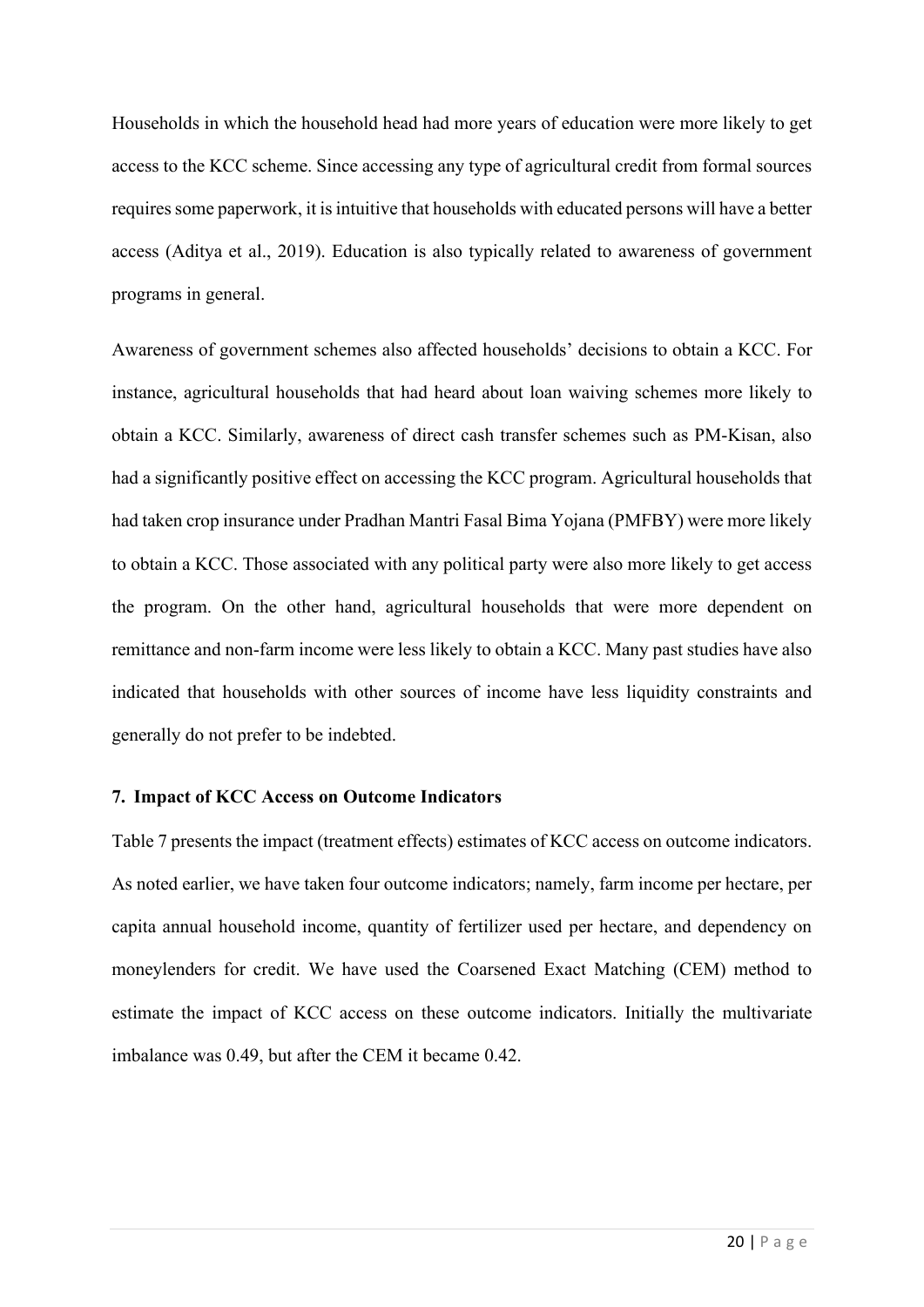Households in which the household head had more years of education were more likely to get access to the KCC scheme. Since accessing any type of agricultural credit from formal sources requires some paperwork, it is intuitive that households with educated persons will have a better access (Aditya et al., 2019). Education is also typically related to awareness of government programs in general.

Awareness of government schemes also affected households' decisions to obtain a KCC. For instance, agricultural households that had heard about loan waiving schemes more likely to obtain a KCC. Similarly, awareness of direct cash transfer schemes such as PM-Kisan, also had a significantly positive effect on accessing the KCC program. Agricultural households that had taken crop insurance under Pradhan Mantri Fasal Bima Yojana (PMFBY) were more likely to obtain a KCC. Those associated with any political party were also more likely to get access the program. On the other hand, agricultural households that were more dependent on remittance and non-farm income were less likely to obtain a KCC. Many past studies have also indicated that households with other sources of income have less liquidity constraints and generally do not prefer to be indebted.

## 7. Impact of KCC Access on Outcome Indicators

Table 7 presents the impact (treatment effects) estimates of KCC access on outcome indicators. As noted earlier, we have taken four outcome indicators; namely, farm income per hectare, per capita annual household income, quantity of fertilizer used per hectare, and dependency on moneylenders for credit. We have used the Coarsened Exact Matching (CEM) method to estimate the impact of KCC access on these outcome indicators. Initially the multivariate imbalance was 0.49, but after the CEM it became 0.42.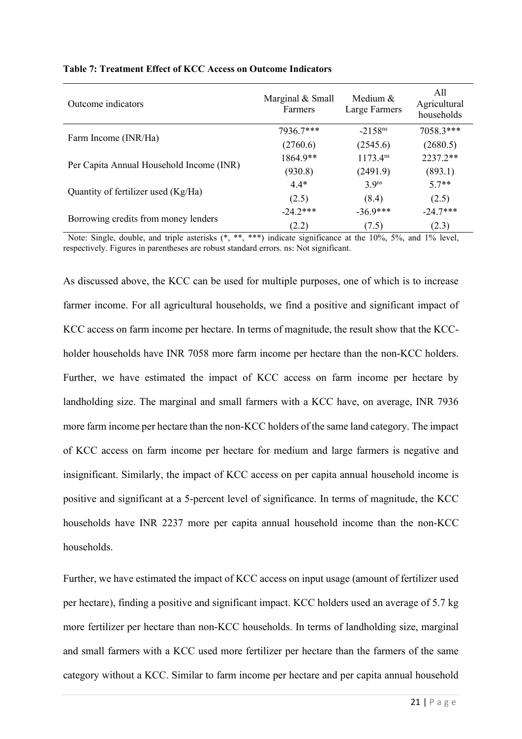**Table 7: Treatment Effect of KCC Access on Outcome Indicators**

| Outcome indicators | Marginal & Small Farmers | Medium & Large Farmers | All Agricultural households |
|---|---|---|---|
| Farm Income (INR/Ha) | 7936.7*** | -2158[ns] | 7058.3*** |
| | (2760.6) | (2545.6) | (2680.5) |
| Per Capita Annual Household Income (INR) | 1864.9** | 1173.4[ns] | 2237.2** |
| | (930.8) | (2491.9) | (893.1) |
| Quantity of fertilizer used (Kg/Ha) | 4.4* | 3.9[ns] | 5.7** |
| | (2.5) | (8.4) | (2.5) |
| Borrowing credits from money lenders | -24.2*** | -36.9*** | -24.7*** |
| | (2.2) | (7.5) | (2.3) |

Note: Single, double, and triple asterisks (*, **, ***) indicate significance at the 10%, 5%, and 1% level, respectively. Figures in parentheses are robust standard errors. ns: Not significant.

As discussed above, the KCC can be used for multiple purposes, one of which is to increase farmer income. For all agricultural households, we find a positive and significant impact of KCC access on farm income per hectare. In terms of magnitude, the result show that the KCC-holder households have INR 7058 more farm income per hectare than the non-KCC holders. Further, we have estimated the impact of KCC access on farm income per hectare by landholding size. The marginal and small farmers with a KCC have, on average, INR 7936 more farm income per hectare than the non-KCC holders of the same land category. The impact of KCC access on farm income per hectare for medium and large farmers is negative and insignificant. Similarly, the impact of KCC access on per capita annual household income is positive and significant at a 5-percent level of significance. In terms of magnitude, the KCC households have INR 2237 more per capita annual household income than the non-KCC households.

Further, we have estimated the impact of KCC access on input usage (amount of fertilizer used per hectare), finding a positive and significant impact. KCC holders used an average of 5.7 kg more fertilizer per hectare than non-KCC households. In terms of landholding size, marginal and small farmers with a KCC used more fertilizer per hectare than the farmers of the same category without a KCC. Similar to farm income per hectare and per capita annual household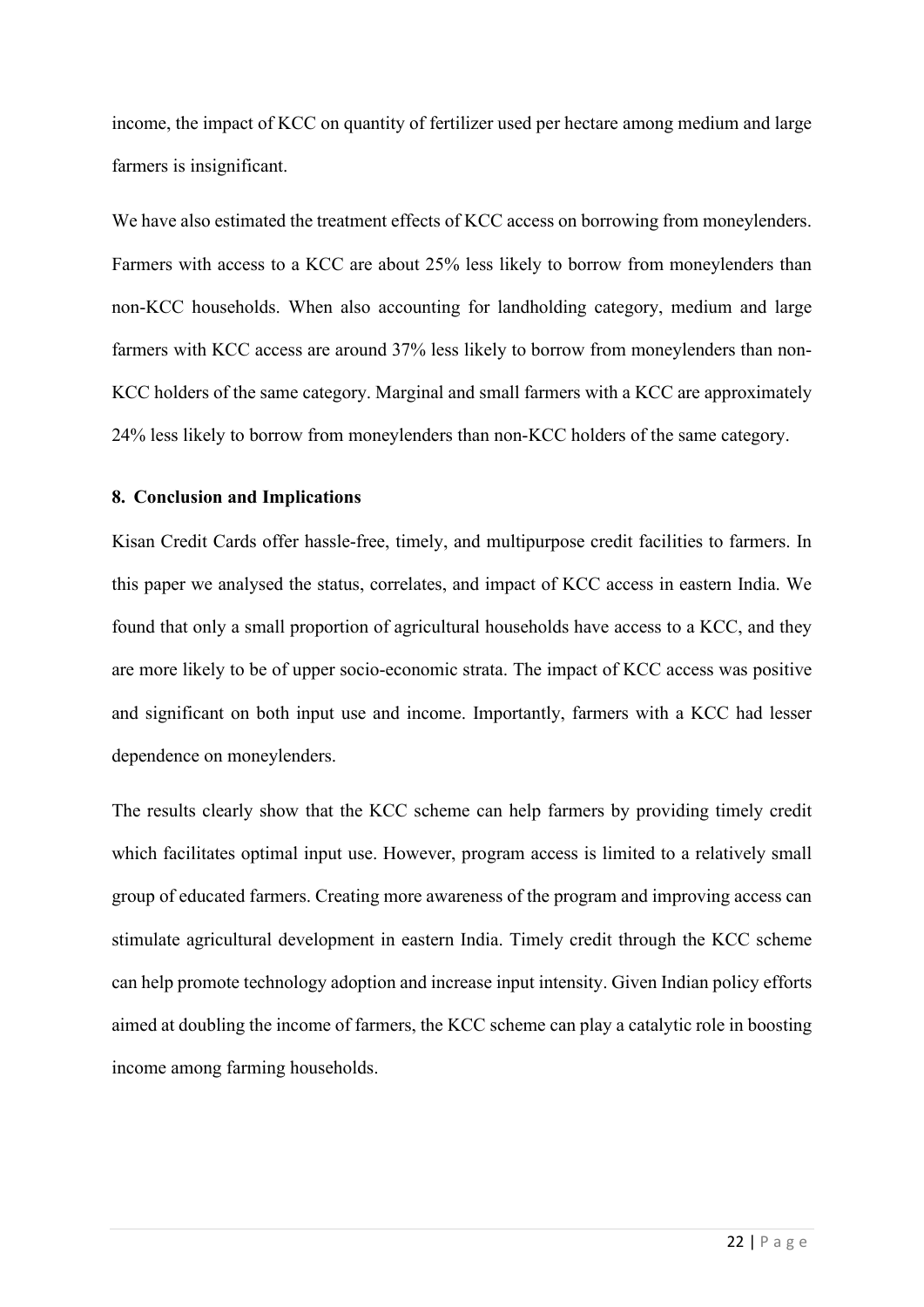income, the impact of KCC on quantity of fertilizer used per hectare among medium and large farmers is insignificant.

We have also estimated the treatment effects of KCC access on borrowing from moneylenders. Farmers with access to a KCC are about 25% less likely to borrow from moneylenders than non-KCC households. When also accounting for landholding category, medium and large farmers with KCC access are around 37% less likely to borrow from moneylenders than non-KCC holders of the same category. Marginal and small farmers with a KCC are approximately 24% less likely to borrow from moneylenders than non-KCC holders of the same category.

## 8. Conclusion and Implications

Kisan Credit Cards offer hassle-free, timely, and multipurpose credit facilities to farmers. In this paper we analysed the status, correlates, and impact of KCC access in eastern India. We found that only a small proportion of agricultural households have access to a KCC, and they are more likely to be of upper socio-economic strata. The impact of KCC access was positive and significant on both input use and income. Importantly, farmers with a KCC had lesser dependence on moneylenders.

The results clearly show that the KCC scheme can help farmers by providing timely credit which facilitates optimal input use. However, program access is limited to a relatively small group of educated farmers. Creating more awareness of the program and improving access can stimulate agricultural development in eastern India. Timely credit through the KCC scheme can help promote technology adoption and increase input intensity. Given Indian policy efforts aimed at doubling the income of farmers, the KCC scheme can play a catalytic role in boosting income among farming households.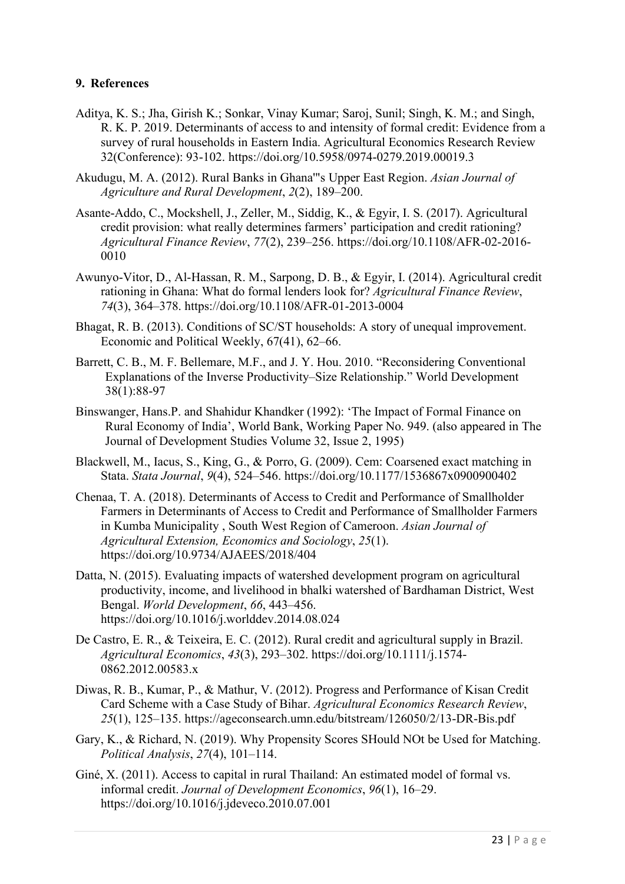## 9. References

Aditya, K. S.; Jha, Girish K.; Sonkar, Vinay Kumar; Saroj, Sunil; Singh, K. M.; and Singh, R. K. P. 2019. Determinants of access to and intensity of formal credit: Evidence from a survey of rural households in Eastern India. Agricultural Economics Research Review 32(Conference): 93-102. https://doi.org/10.5958/0974-0279.2019.00019.3

Akudugu, M. A. (2012). Rural Banks in Ghana'"s Upper East Region. *Asian Journal of Agriculture and Rural Development*, *2*(2), 189–200.

Asante-Addo, C., Mockshell, J., Zeller, M., Siddig, K., & Egyir, I. S. (2017). Agricultural credit provision: what really determines farmers' participation and credit rationing? *Agricultural Finance Review*, *77*(2), 239–256. https://doi.org/10.1108/AFR-02-2016-0010

Awunyo-Vitor, D., Al-Hassan, R. M., Sarpong, D. B., & Egyir, I. (2014). Agricultural credit rationing in Ghana: What do formal lenders look for? *Agricultural Finance Review*, *74*(3), 364–378. https://doi.org/10.1108/AFR-01-2013-0004

Bhagat, R. B. (2013). Conditions of SC/ST households: A story of unequal improvement. Economic and Political Weekly, 67(41), 62–66.

Barrett, C. B., M. F. Bellemare, M.F., and J. Y. Hou. 2010. "Reconsidering Conventional Explanations of the Inverse Productivity–Size Relationship." World Development 38(1):88-97

Binswanger, Hans.P. and Shahidur Khandker (1992): 'The Impact of Formal Finance on Rural Economy of India', World Bank, Working Paper No. 949. (also appeared in The Journal of Development Studies Volume 32, Issue 2, 1995)

Blackwell, M., Iacus, S., King, G., & Porro, G. (2009). Cem: Coarsened exact matching in Stata. *Stata Journal*, *9*(4), 524–546. https://doi.org/10.1177/1536867x0900900402

Chenaa, T. A. (2018). Determinants of Access to Credit and Performance of Smallholder Farmers in Determinants of Access to Credit and Performance of Smallholder Farmers in Kumba Municipality , South West Region of Cameroon. *Asian Journal of Agricultural Extension, Economics and Sociology*, *25*(1). https://doi.org/10.9734/AJAEES/2018/404

Datta, N. (2015). Evaluating impacts of watershed development program on agricultural productivity, income, and livelihood in bhalki watershed of Bardhaman District, West Bengal. *World Development*, *66*, 443–456. https://doi.org/10.1016/j.worlddev.2014.08.024

De Castro, E. R., & Teixeira, E. C. (2012). Rural credit and agricultural supply in Brazil. *Agricultural Economics*, *43*(3), 293–302. https://doi.org/10.1111/j.1574-0862.2012.00583.x

Diwas, R. B., Kumar, P., & Mathur, V. (2012). Progress and Performance of Kisan Credit Card Scheme with a Case Study of Bihar. *Agricultural Economics Research Review*, *25*(1), 125–135. https://ageconsearch.umn.edu/bitstream/126050/2/13-DR-Bis.pdf

Gary, K., & Richard, N. (2019). Why Propensity Scores SHould NOt be Used for Matching. *Political Analysis*, *27*(4), 101–114.

Giné, X. (2011). Access to capital in rural Thailand: An estimated model of formal vs. informal credit. *Journal of Development Economics*, *96*(1), 16–29. https://doi.org/10.1016/j.jdeveco.2010.07.001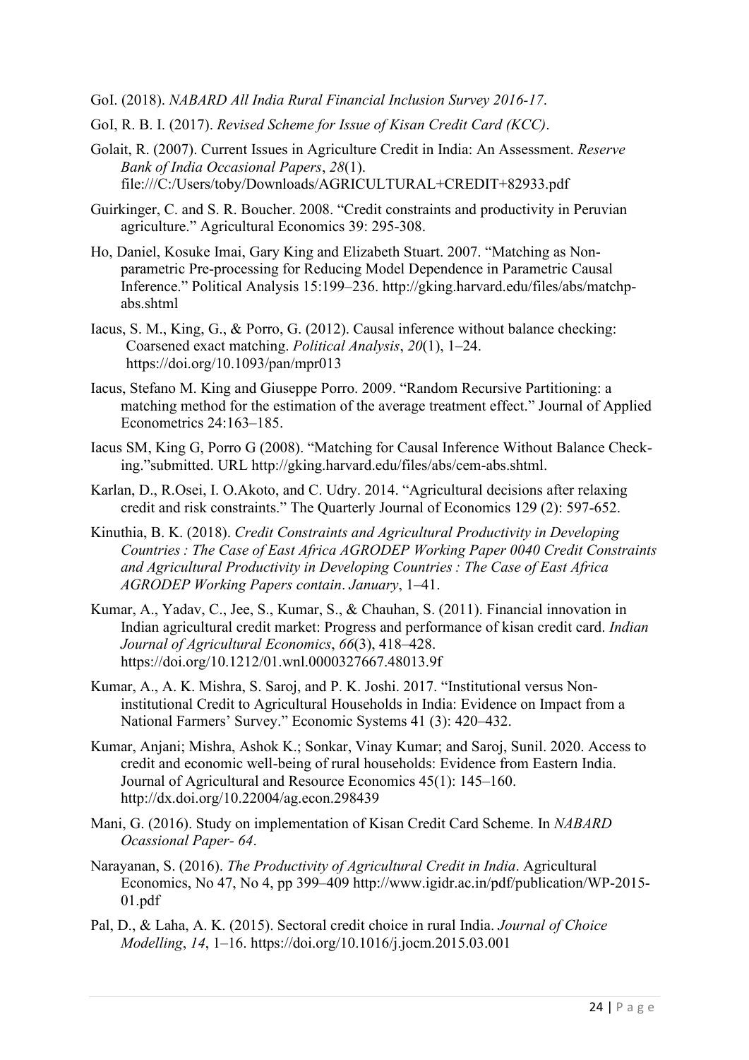GoI. (2018). *NABARD All India Rural Financial Inclusion Survey 2016-17*.

GoI, R. B. I. (2017). *Revised Scheme for Issue of Kisan Credit Card (KCC)*.

Golait, R. (2007). Current Issues in Agriculture Credit in India: An Assessment. *Reserve Bank of India Occasional Papers*, *28*(1). file:///C:/Users/toby/Downloads/AGRICULTURAL+CREDIT+82933.pdf

Guirkinger, C. and S. R. Boucher. 2008. "Credit constraints and productivity in Peruvian agriculture." Agricultural Economics 39: 295-308.

Ho, Daniel, Kosuke Imai, Gary King and Elizabeth Stuart. 2007. "Matching as Non-parametric Pre-processing for Reducing Model Dependence in Parametric Causal Inference." Political Analysis 15:199–236. http://gking.harvard.edu/files/abs/matchp-abs.shtml

Iacus, S. M., King, G., & Porro, G. (2012). Causal inference without balance checking: Coarsened exact matching. *Political Analysis*, *20*(1), 1–24. https://doi.org/10.1093/pan/mpr013

Iacus, Stefano M. King and Giuseppe Porro. 2009. "Random Recursive Partitioning: a matching method for the estimation of the average treatment effect." Journal of Applied Econometrics 24:163–185.

Iacus SM, King G, Porro G (2008). "Matching for Causal Inference Without Balance Checking."submitted. URL http://gking.harvard.edu/files/abs/cem-abs.shtml.

Karlan, D., R.Osei, I. O.Akoto, and C. Udry. 2014. "Agricultural decisions after relaxing credit and risk constraints." The Quarterly Journal of Economics 129 (2): 597-652.

Kinuthia, B. K. (2018). *Credit Constraints and Agricultural Productivity in Developing Countries : The Case of East Africa AGRODEP Working Paper 0040 Credit Constraints and Agricultural Productivity in Developing Countries : The Case of East Africa AGRODEP Working Papers contain*. *January*, 1–41.

Kumar, A., Yadav, C., Jee, S., Kumar, S., & Chauhan, S. (2011). Financial innovation in Indian agricultural credit market: Progress and performance of kisan credit card. *Indian Journal of Agricultural Economics*, *66*(3), 418–428. https://doi.org/10.1212/01.wnl.0000327667.48013.9f

Kumar, A., A. K. Mishra, S. Saroj, and P. K. Joshi. 2017. "Institutional versus Non-institutional Credit to Agricultural Households in India: Evidence on Impact from a National Farmers' Survey." Economic Systems 41 (3): 420–432.

Kumar, Anjani; Mishra, Ashok K.; Sonkar, Vinay Kumar; and Saroj, Sunil. 2020. Access to credit and economic well-being of rural households: Evidence from Eastern India. Journal of Agricultural and Resource Economics 45(1): 145–160. http://dx.doi.org/10.22004/ag.econ.298439

Mani, G. (2016). Study on implementation of Kisan Credit Card Scheme. In *NABARD Ocassional Paper- 64*.

Narayanan, S. (2016). *The Productivity of Agricultural Credit in India*. Agricultural Economics, No 47, No 4, pp 399–409 http://www.igidr.ac.in/pdf/publication/WP-2015-01.pdf

Pal, D., & Laha, A. K. (2015). Sectoral credit choice in rural India. *Journal of Choice Modelling*, *14*, 1–16. https://doi.org/10.1016/j.jocm.2015.03.001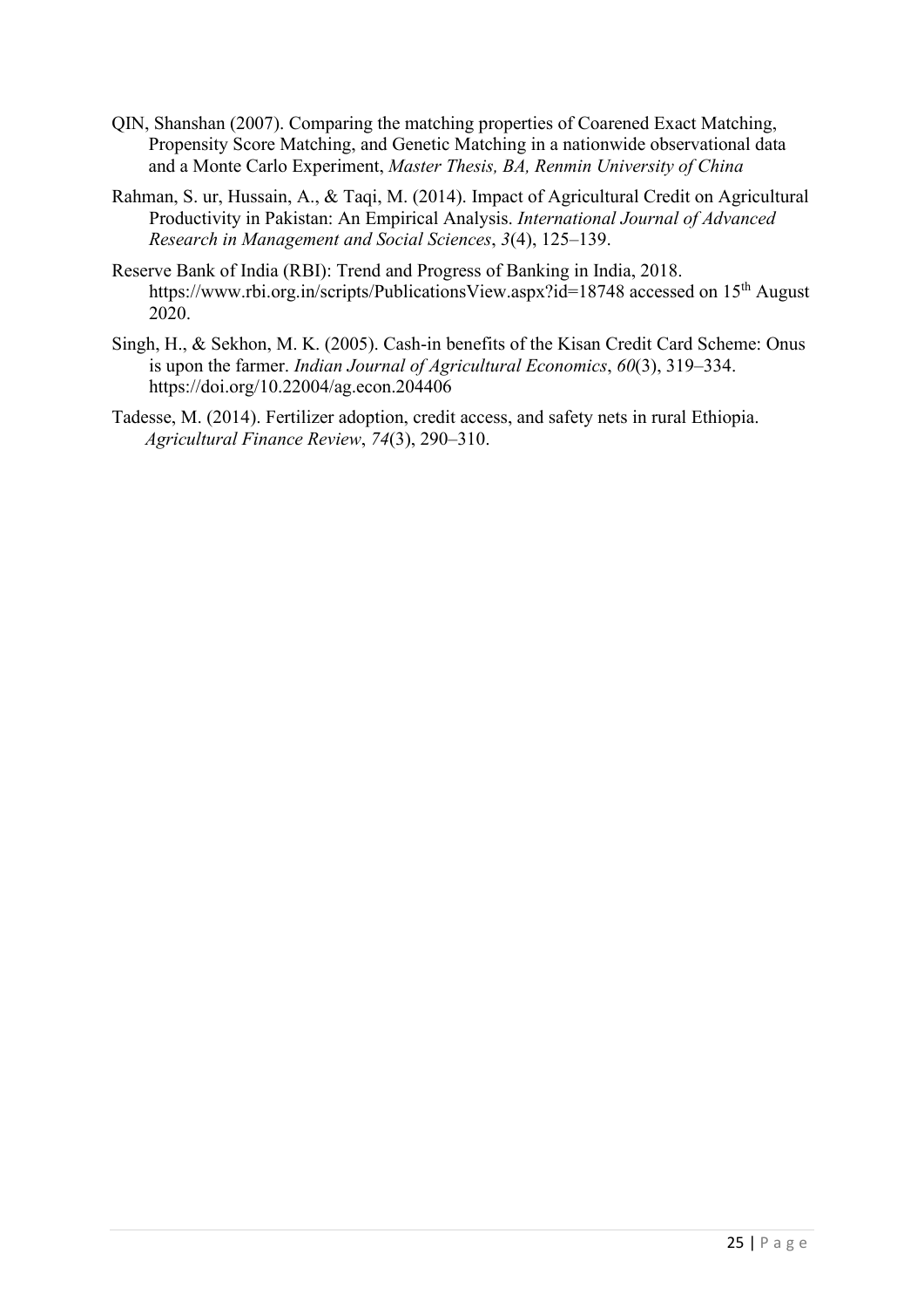QIN, Shanshan (2007). Comparing the matching properties of Coarened Exact Matching, Propensity Score Matching, and Genetic Matching in a nationwide observational data and a Monte Carlo Experiment, *Master Thesis, BA, Renmin University of China*

Rahman, S. ur, Hussain, A., & Taqi, M. (2014). Impact of Agricultural Credit on Agricultural Productivity in Pakistan: An Empirical Analysis. *International Journal of Advanced Research in Management and Social Sciences*, *3*(4), 125–139.

Reserve Bank of India (RBI): Trend and Progress of Banking in India, 2018. https://www.rbi.org.in/scripts/PublicationsView.aspx?id=18748 accessed on 15th August 2020.

Singh, H., & Sekhon, M. K. (2005). Cash-in benefits of the Kisan Credit Card Scheme: Onus is upon the farmer. *Indian Journal of Agricultural Economics*, *60*(3), 319–334. https://doi.org/10.22004/ag.econ.204406

Tadesse, M. (2014). Fertilizer adoption, credit access, and safety nets in rural Ethiopia. *Agricultural Finance Review*, *74*(3), 290–310.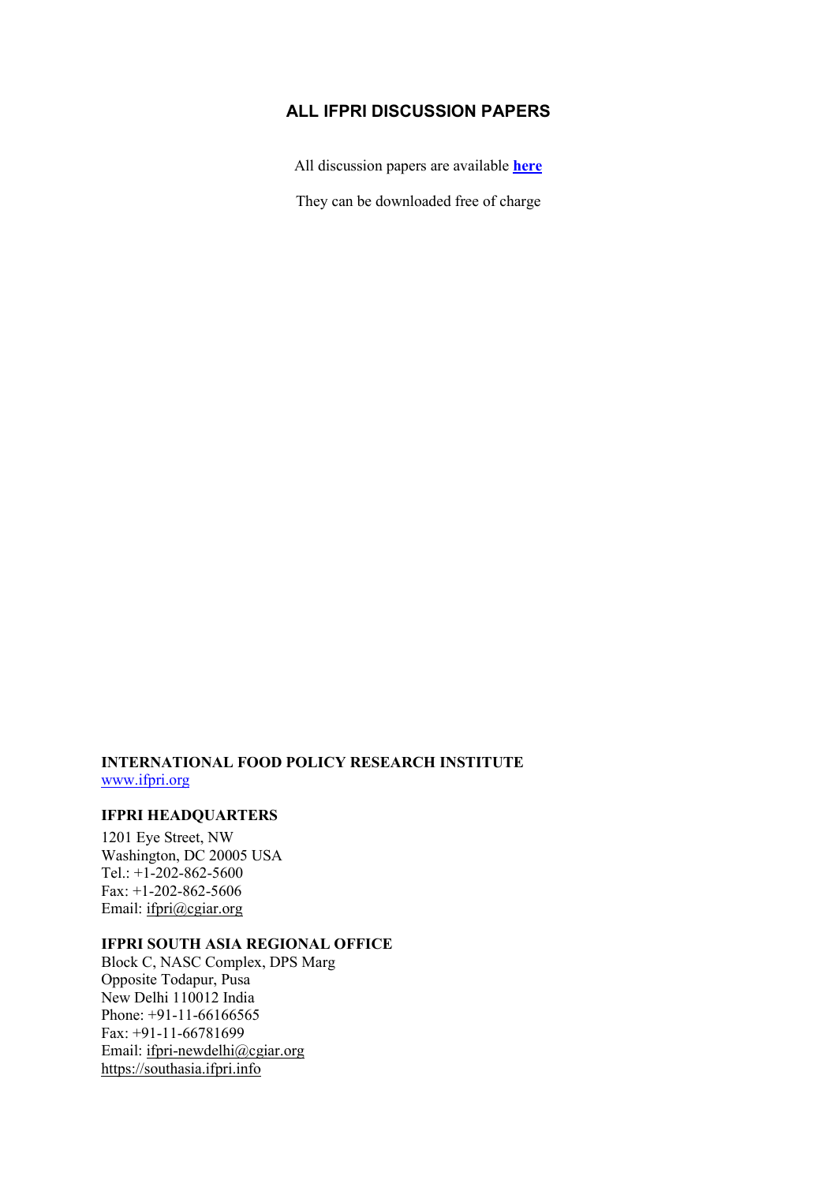## ALL IFPRI DISCUSSION PAPERS

All discussion papers are available **here**

They can be downloaded free of charge

**INTERNATIONAL FOOD POLICY RESEARCH INSTITUTE**
www.ifpri.org

**IFPRI HEADQUARTERS**

1201 Eye Street, NW
Washington, DC 20005 USA
Tel.: +1-202-862-5600
Fax: +1-202-862-5606
Email: ifpri@cgiar.org

**IFPRI SOUTH ASIA REGIONAL OFFICE**

Block C, NASC Complex, DPS Marg
Opposite Todapur, Pusa
New Delhi 110012 India
Phone: +91-11-66166565
Fax: +91-11-66781699
Email: ifpri-newdelhi@cgiar.org
https://southasia.ifpri.info